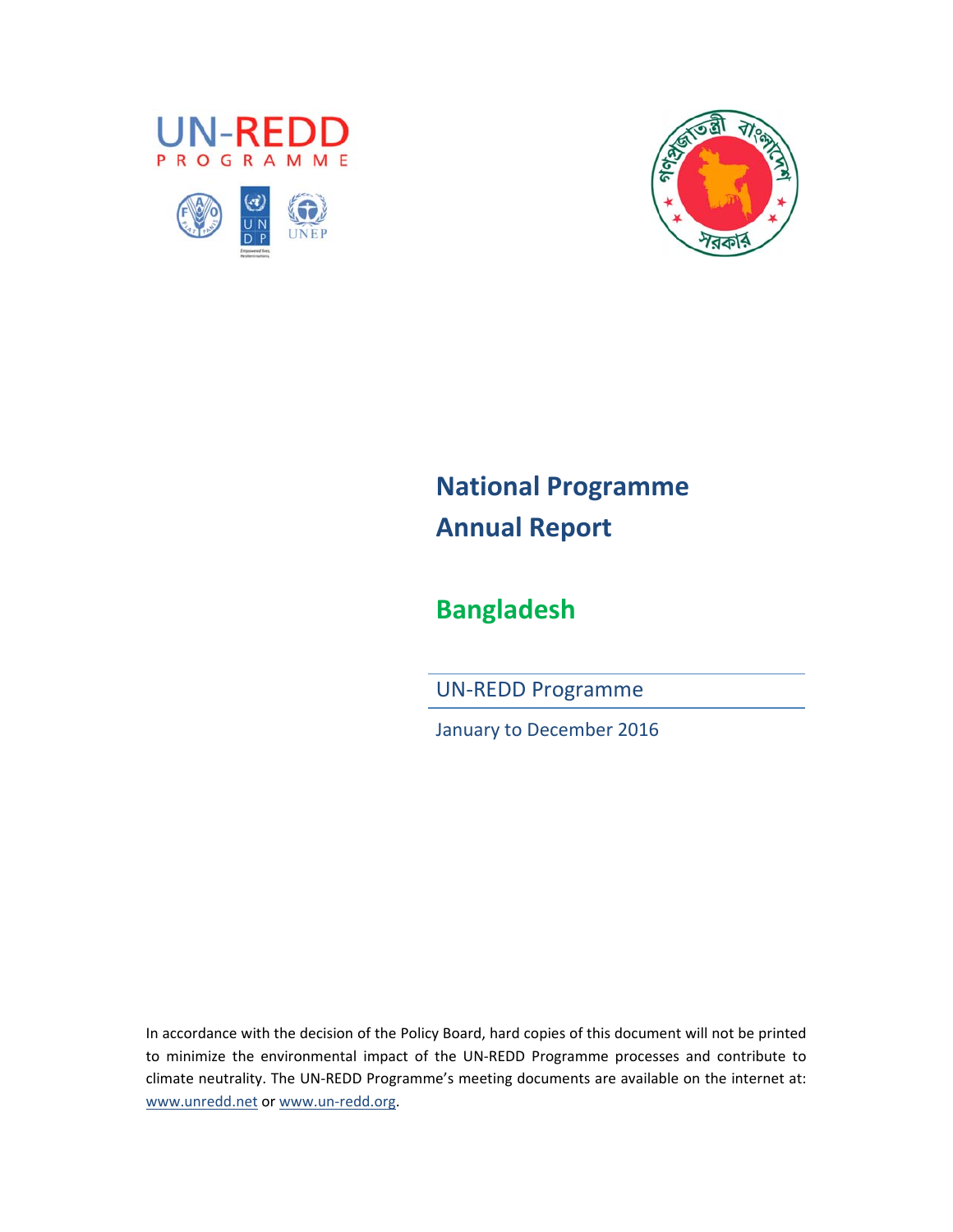# National Programme Annual Report

## Bangladesh

UN-REDD Programme

January to December 2016

In accordance with the decision of the Policy Board, hard copies of this document will not be printed to minimize the environmental impact of the UN-REDD Programme processes and contribute to climate neutrality. The UN-REDD Programme's meeting documents are available on the internet at: www.unredd.net or www.un-redd.org.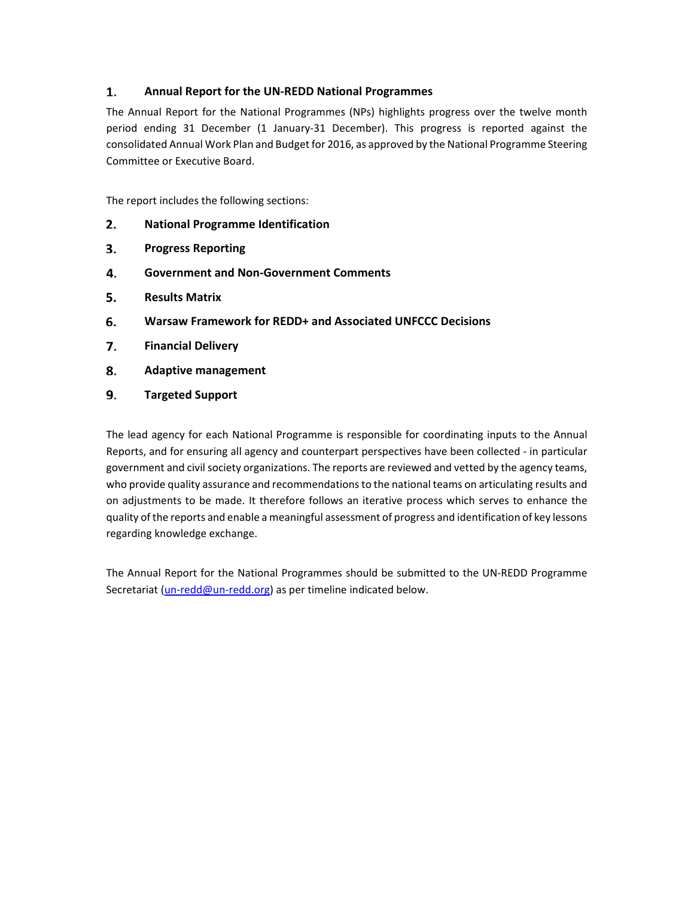## 1. Annual Report for the UN-REDD National Programmes

The Annual Report for the National Programmes (NPs) highlights progress over the twelve month period ending 31 December (1 January-31 December). This progress is reported against the consolidated Annual Work Plan and Budget for 2016, as approved by the National Programme Steering Committee or Executive Board.

The report includes the following sections:

2. **National Programme Identification**
3. **Progress Reporting**
4. **Government and Non-Government Comments**
5. **Results Matrix**
6. **Warsaw Framework for REDD+ and Associated UNFCCC Decisions**
7. **Financial Delivery**
8. **Adaptive management**
9. **Targeted Support**

The lead agency for each National Programme is responsible for coordinating inputs to the Annual Reports, and for ensuring all agency and counterpart perspectives have been collected - in particular government and civil society organizations. The reports are reviewed and vetted by the agency teams, who provide quality assurance and recommendations to the national teams on articulating results and on adjustments to be made. It therefore follows an iterative process which serves to enhance the quality of the reports and enable a meaningful assessment of progress and identification of key lessons regarding knowledge exchange.

The Annual Report for the National Programmes should be submitted to the UN-REDD Programme Secretariat (un-redd@un-redd.org) as per timeline indicated below.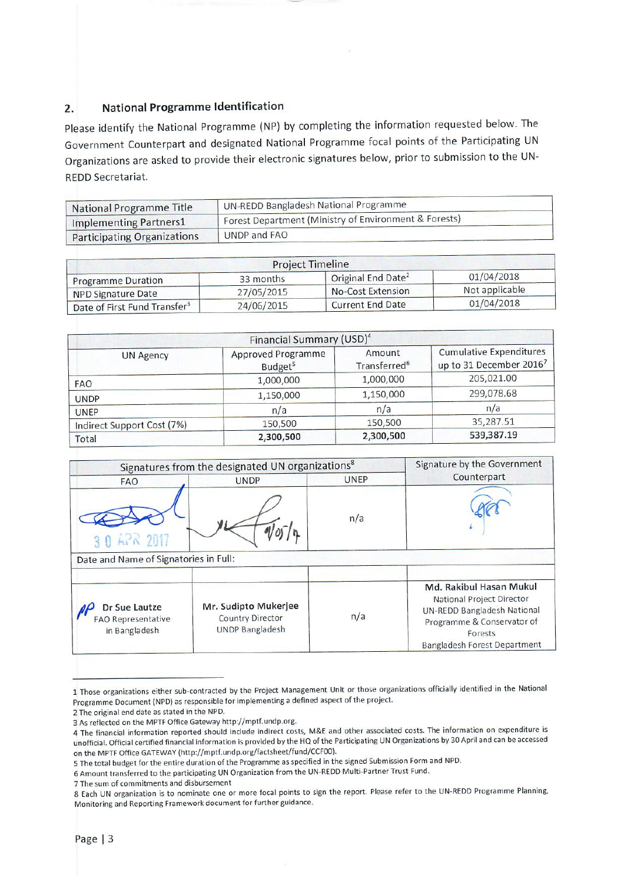## 2. National Programme Identification

Please identify the National Programme (NP) by completing the information requested below. The Government Counterpart and designated National Programme focal points of the Participating UN Organizations are asked to provide their electronic signatures below, prior to submission to the UN-REDD Secretariat.

| National Programme Title | UN-REDD Bangladesh National Programme |
|---|---|
| Implementing Partners1 | Forest Department (Ministry of Environment & Forests) |
| Participating Organizations | UNDP and FAO |

| Project Timeline | | | |
|---|---|---|---|
| Programme Duration | 33 months | Original End Date[2] | 01/04/2018 |
| NPD Signature Date | 27/05/2015 | No-Cost Extension | Not applicable |
| Date of First Fund Transfer[3] | 24/06/2015 | Current End Date | 01/04/2018 |

| Financial Summary (USD)[4] | | | |
|---|---|---|---|
| UN Agency | Approved Programme Budget[5] | Amount Transferred[6] | Cumulative Expenditures up to 31 December 2016[7] |
| FAO | 1,000,000 | 1,000,000 | 205,021.00 |
| UNDP | 1,150,000 | 1,150,000 | 299,078.68 |
| UNEP | n/a | n/a | n/a |
| Indirect Support Cost (7%) | 150,500 | 150,500 | 35,287.51 |
| Total | **2,300,500** | **2,300,500** | **539,387.19** |

| Signatures from the designated UN organizations[8] | | | Signature by the Government Counterpart |
|---|---|---|---|
| FAO | UNDP | UNEP | |
| 30 APR 2017 | 9/05/17 | n/a | |
| Date and Name of Signatories in Full: | | | |
| **Dr Sue Lautze** FAO Representative in Bangladesh | **Mr. Sudipto Mukerjee** Country Director UNDP Bangladesh | n/a | **Md. Rakibul Hasan Mukul** National Project Director UN-REDD Bangladesh National Programme & Conservator of Forests Bangladesh Forest Department |

---

1 Those organizations either sub-contracted by the Project Management Unit or those organizations officially identified in the National Programme Document (NPD) as responsible for implementing a defined aspect of the project.

2 The original end date as stated in the NPD.

3 As reflected on the MPTF Office Gateway http://mptf.undp.org.

4 The financial information reported should include indirect costs, M&E and other associated costs. The information on expenditure is unofficial. Official certified financial information is provided by the HQ of the Participating UN Organizations by 30 April and can be accessed on the MPTF Office GATEWAY (http://mptf.undp.org/factsheet/fund/CCF00).

5 The total budget for the entire duration of the Programme as specified in the signed Submission Form and NPD.

6 Amount transferred to the participating UN Organization from the UN-REDD Multi-Partner Trust Fund.

7 The sum of commitments and disbursement

8 Each UN organization is to nominate one or more focal points to sign the report. Please refer to the UN-REDD Programme Planning, Monitoring and Reporting Framework document for further guidance.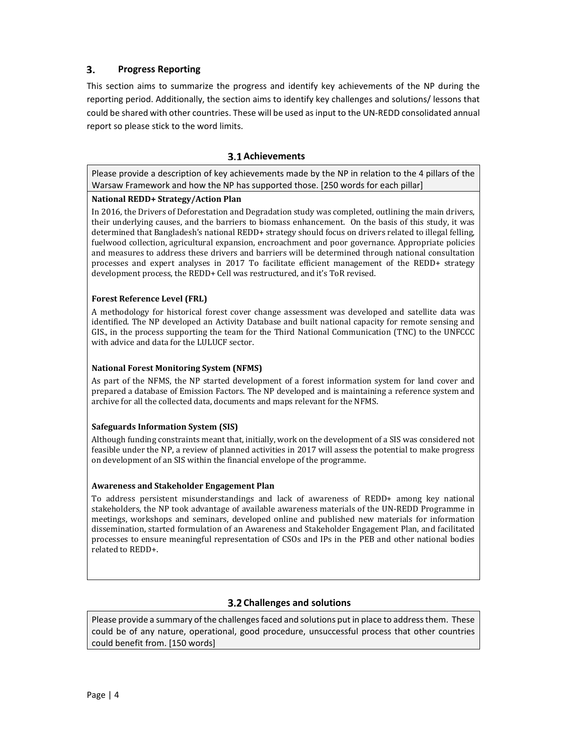## 3. Progress Reporting

This section aims to summarize the progress and identify key achievements of the NP during the reporting period. Additionally, the section aims to identify key challenges and solutions/ lessons that could be shared with other countries. These will be used as input to the UN-REDD consolidated annual report so please stick to the word limits.

### 3.1 Achievements

Please provide a description of key achievements made by the NP in relation to the 4 pillars of the Warsaw Framework and how the NP has supported those. [250 words for each pillar]

**National REDD+ Strategy/Action Plan**

In 2016, the Drivers of Deforestation and Degradation study was completed, outlining the main drivers, their underlying causes, and the barriers to biomass enhancement. On the basis of this study, it was determined that Bangladesh's national REDD+ strategy should focus on drivers related to illegal felling, fuelwood collection, agricultural expansion, encroachment and poor governance. Appropriate policies and measures to address these drivers and barriers will be determined through national consultation processes and expert analyses in 2017 To facilitate efficient management of the REDD+ strategy development process, the REDD+ Cell was restructured, and it's ToR revised.

**Forest Reference Level (FRL)**

A methodology for historical forest cover change assessment was developed and satellite data was identified. The NP developed an Activity Database and built national capacity for remote sensing and GIS., in the process supporting the team for the Third National Communication (TNC) to the UNFCCC with advice and data for the LULUCF sector.

**National Forest Monitoring System (NFMS)**

As part of the NFMS, the NP started development of a forest information system for land cover and prepared a database of Emission Factors. The NP developed and is maintaining a reference system and archive for all the collected data, documents and maps relevant for the NFMS.

**Safeguards Information System (SIS)**

Although funding constraints meant that, initially, work on the development of a SIS was considered not feasible under the NP, a review of planned activities in 2017 will assess the potential to make progress on development of an SIS within the financial envelope of the programme.

**Awareness and Stakeholder Engagement Plan**

To address persistent misunderstandings and lack of awareness of REDD+ among key national stakeholders, the NP took advantage of available awareness materials of the UN-REDD Programme in meetings, workshops and seminars, developed online and published new materials for information dissemination, started formulation of an Awareness and Stakeholder Engagement Plan, and facilitated processes to ensure meaningful representation of CSOs and IPs in the PEB and other national bodies related to REDD+.

### 3.2 Challenges and solutions

Please provide a summary of the challenges faced and solutions put in place to address them. These could be of any nature, operational, good procedure, unsuccessful process that other countries could benefit from. [150 words]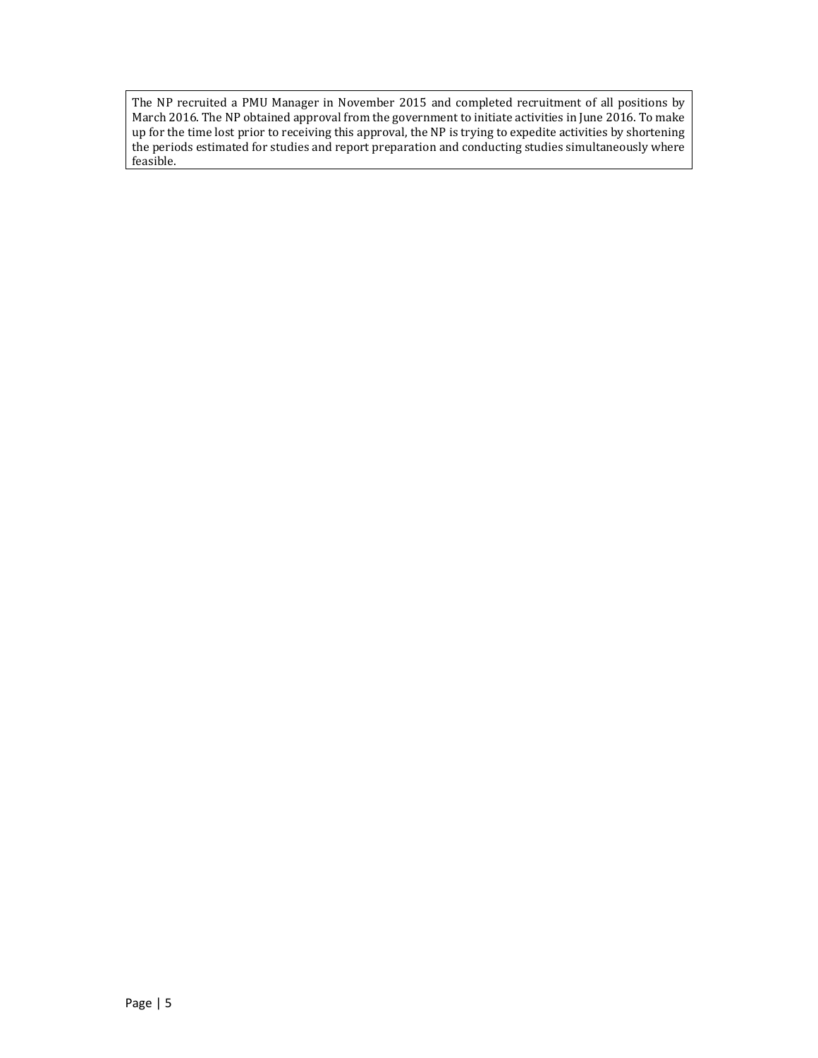The NP recruited a PMU Manager in November 2015 and completed recruitment of all positions by March 2016. The NP obtained approval from the government to initiate activities in June 2016. To make up for the time lost prior to receiving this approval, the NP is trying to expedite activities by shortening the periods estimated for studies and report preparation and conducting studies simultaneously where feasible.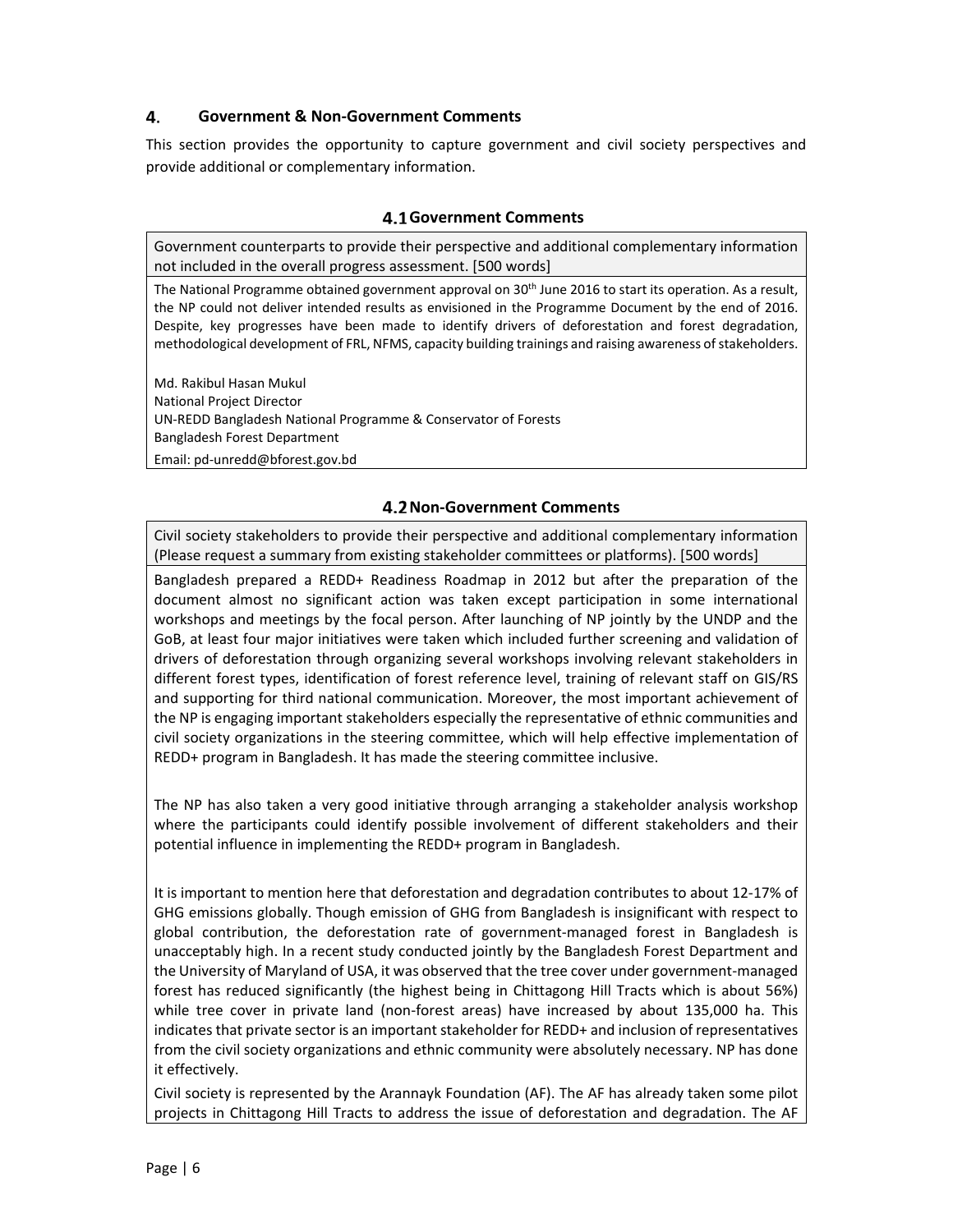## 4. Government & Non-Government Comments

This section provides the opportunity to capture government and civil society perspectives and provide additional or complementary information.

### 4.1 Government Comments

| Government counterparts to provide their perspective and additional complementary information not included in the overall progress assessment. [500 words] |
|---|
| The National Programme obtained government approval on 30th June 2016 to start its operation. As a result, the NP could not deliver intended results as envisioned in the Programme Document by the end of 2016. Despite, key progresses have been made to identify drivers of deforestation and forest degradation, methodological development of FRL, NFMS, capacity building trainings and raising awareness of stakeholders.<br><br>Md. Rakibul Hasan Mukul<br>National Project Director<br>UN-REDD Bangladesh National Programme & Conservator of Forests<br>Bangladesh Forest Department<br>Email: pd-unredd@bforest.gov.bd |

### 4.2 Non-Government Comments

| Civil society stakeholders to provide their perspective and additional complementary information (Please request a summary from existing stakeholder committees or platforms). [500 words] |
|---|
| Bangladesh prepared a REDD+ Readiness Roadmap in 2012 but after the preparation of the document almost no significant action was taken except participation in some international workshops and meetings by the focal person. After launching of NP jointly by the UNDP and the GoB, at least four major initiatives were taken which included further screening and validation of drivers of deforestation through organizing several workshops involving relevant stakeholders in different forest types, identification of forest reference level, training of relevant staff on GIS/RS and supporting for third national communication. Moreover, the most important achievement of the NP is engaging important stakeholders especially the representative of ethnic communities and civil society organizations in the steering committee, which will help effective implementation of REDD+ program in Bangladesh. It has made the steering committee inclusive.<br><br>The NP has also taken a very good initiative through arranging a stakeholder analysis workshop where the participants could identify possible involvement of different stakeholders and their potential influence in implementing the REDD+ program in Bangladesh.<br><br>It is important to mention here that deforestation and degradation contributes to about 12-17% of GHG emissions globally. Though emission of GHG from Bangladesh is insignificant with respect to global contribution, the deforestation rate of government-managed forest in Bangladesh is unacceptably high. In a recent study conducted jointly by the Bangladesh Forest Department and the University of Maryland of USA, it was observed that the tree cover under government-managed forest has reduced significantly (the highest being in Chittagong Hill Tracts which is about 56%) while tree cover in private land (non-forest areas) have increased by about 135,000 ha. This indicates that private sector is an important stakeholder for REDD+ and inclusion of representatives from the civil society organizations and ethnic community were absolutely necessary. NP has done it effectively.<br>Civil society is represented by the Arannayk Foundation (AF). The AF has already taken some pilot projects in Chittagong Hill Tracts to address the issue of deforestation and degradation. The AF |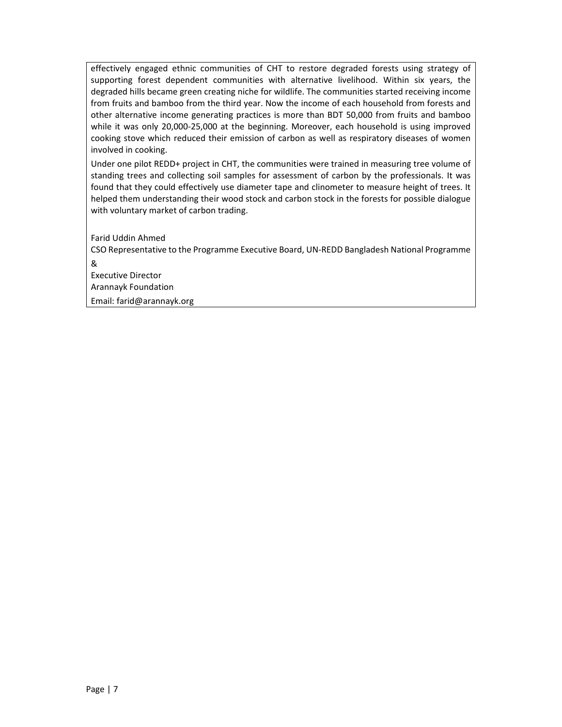effectively engaged ethnic communities of CHT to restore degraded forests using strategy of supporting forest dependent communities with alternative livelihood. Within six years, the degraded hills became green creating niche for wildlife. The communities started receiving income from fruits and bamboo from the third year. Now the income of each household from forests and other alternative income generating practices is more than BDT 50,000 from fruits and bamboo while it was only 20,000-25,000 at the beginning. Moreover, each household is using improved cooking stove which reduced their emission of carbon as well as respiratory diseases of women involved in cooking.

Under one pilot REDD+ project in CHT, the communities were trained in measuring tree volume of standing trees and collecting soil samples for assessment of carbon by the professionals. It was found that they could effectively use diameter tape and clinometer to measure height of trees. It helped them understanding their wood stock and carbon stock in the forests for possible dialogue with voluntary market of carbon trading.

Farid Uddin Ahmed

CSO Representative to the Programme Executive Board, UN-REDD Bangladesh National Programme

&

Executive Director

Arannayk Foundation

Email: farid@arannayk.org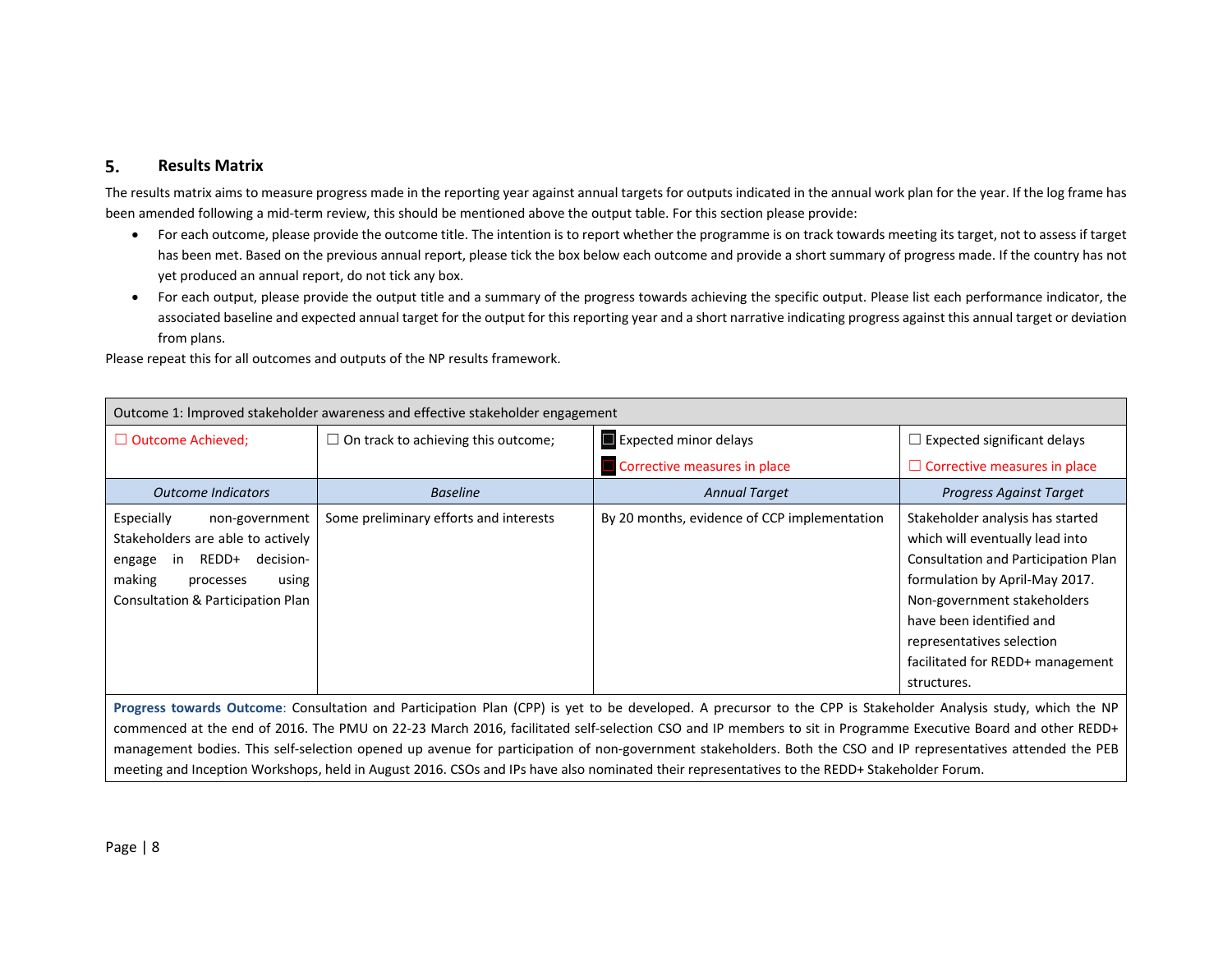## 5. Results Matrix

The results matrix aims to measure progress made in the reporting year against annual targets for outputs indicated in the annual work plan for the year. If the log frame has been amended following a mid-term review, this should be mentioned above the output table. For this section please provide:

- For each outcome, please provide the outcome title. The intention is to report whether the programme is on track towards meeting its target, not to assess if target has been met. Based on the previous annual report, please tick the box below each outcome and provide a short summary of progress made. If the country has not yet produced an annual report, do not tick any box.
- For each output, please provide the output title and a summary of the progress towards achieving the specific output. Please list each performance indicator, the associated baseline and expected annual target for the output for this reporting year and a short narrative indicating progress against this annual target or deviation from plans.

Please repeat this for all outcomes and outputs of the NP results framework.

| Outcome 1: Improved stakeholder awareness and effective stakeholder engagement | | | |
|---|---|---|---|
| ☐ Outcome Achieved; | ☐ On track to achieving this outcome; | ■ Expected minor delays<br>■ Corrective measures in place | ☐ Expected significant delays<br>☐ Corrective measures in place |
| *Outcome Indicators* | *Baseline* | *Annual Target* | *Progress Against Target* |
| Especially non-government Stakeholders are able to actively engage in REDD+ decision-making processes using Consultation & Participation Plan | Some preliminary efforts and interests | By 20 months, evidence of CCP implementation | Stakeholder analysis has started which will eventually lead into Consultation and Participation Plan formulation by April-May 2017. Non-government stakeholders have been identified and representatives selection facilitated for REDD+ management structures. |
| **Progress towards Outcome**: Consultation and Participation Plan (CPP) is yet to be developed. A precursor to the CPP is Stakeholder Analysis study, which the NP commenced at the end of 2016. The PMU on 22-23 March 2016, facilitated self-selection CSO and IP members to sit in Programme Executive Board and other REDD+ management bodies. This self-selection opened up avenue for participation of non-government stakeholders. Both the CSO and IP representatives attended the PEB meeting and Inception Workshops, held in August 2016. CSOs and IPs have also nominated their representatives to the REDD+ Stakeholder Forum. | | | |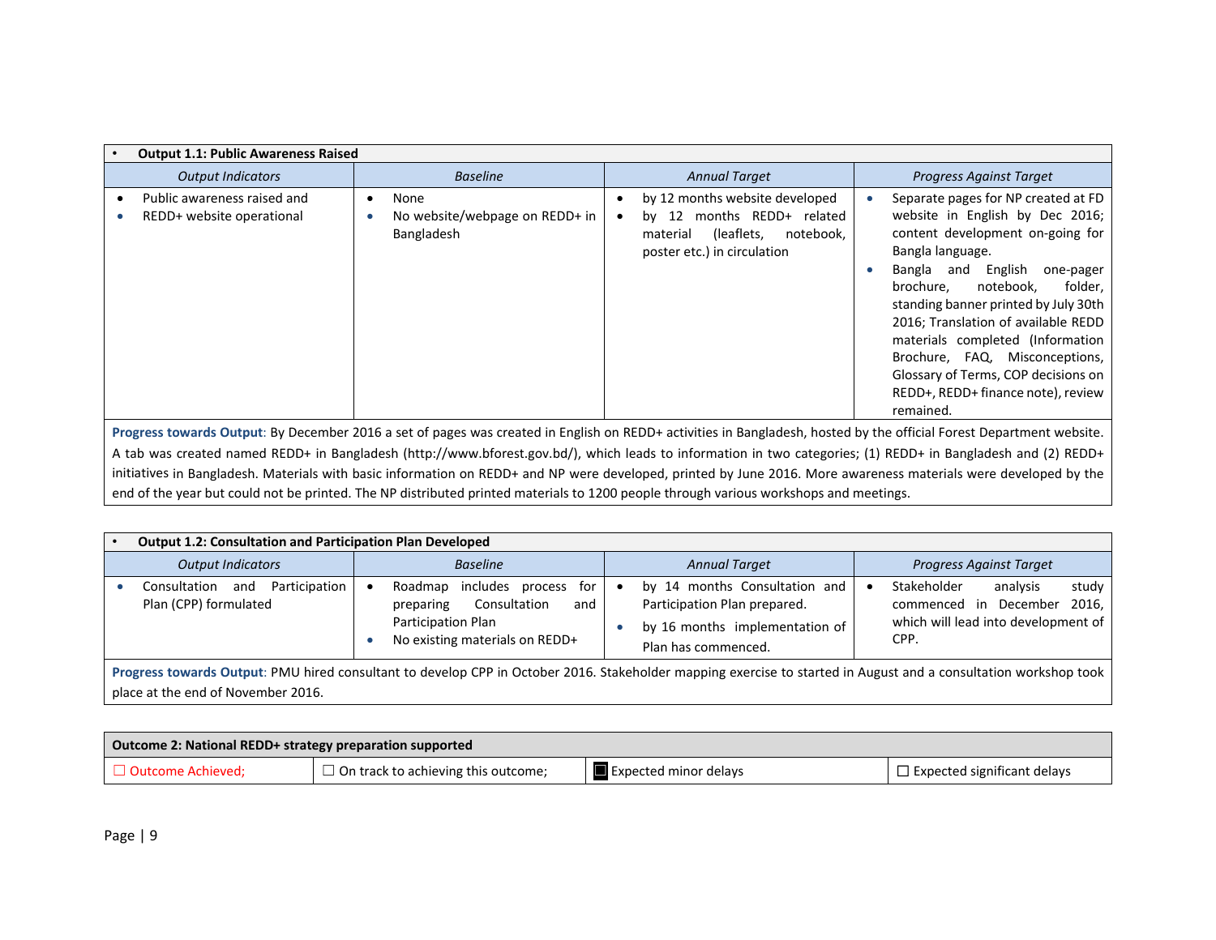| Output 1.1: Public Awareness Raised | | | |
|---|---|---|---|
| *Output Indicators* | *Baseline* | *Annual Target* | *Progress Against Target* |
| • Public awareness raised and<br>• REDD+ website operational | • None<br>• No website/webpage on REDD+ in Bangladesh | • by 12 months website developed<br>• by 12 months REDD+ related material (leaflets, notebook, poster etc.) in circulation | • Separate pages for NP created at FD website in English by Dec 2016; content development on-going for Bangla language.<br>• Bangla and English one-pager brochure, notebook, folder, standing banner printed by July 30th 2016; Translation of available REDD materials completed (Information Brochure, FAQ, Misconceptions, Glossary of Terms, COP decisions on REDD+, REDD+ finance note), review remained. |
| **Progress towards Output**: By December 2016 a set of pages was created in English on REDD+ activities in Bangladesh, hosted by the official Forest Department website. A tab was created named REDD+ in Bangladesh (http://www.bforest.gov.bd/), which leads to information in two categories; (1) REDD+ in Bangladesh and (2) REDD+ initiatives in Bangladesh. Materials with basic information on REDD+ and NP were developed, printed by June 2016. More awareness materials were developed by the end of the year but could not be printed. The NP distributed printed materials to 1200 people through various workshops and meetings. | | | |

| Output 1.2: Consultation and Participation Plan Developed | | | |
|---|---|---|---|
| *Output Indicators* | *Baseline* | *Annual Target* | *Progress Against Target* |
| • Consultation and Participation Plan (CPP) formulated | • Roadmap includes process for preparing Consultation and Participation Plan<br>• No existing materials on REDD+ | • by 14 months Consultation and Participation Plan prepared.<br>• by 16 months implementation of Plan has commenced. | • Stakeholder analysis study commenced in December 2016, which will lead into development of CPP. |
| **Progress towards Output**: PMU hired consultant to develop CPP in October 2016. Stakeholder mapping exercise to started in August and a consultation workshop took place at the end of November 2016. | | | |

| **Outcome 2: National REDD+ strategy preparation supported** | | | |
|---|---|---|---|
| ☐ Outcome Achieved; | ☐ On track to achieving this outcome; | ■ Expected minor delays | ☐ Expected significant delays |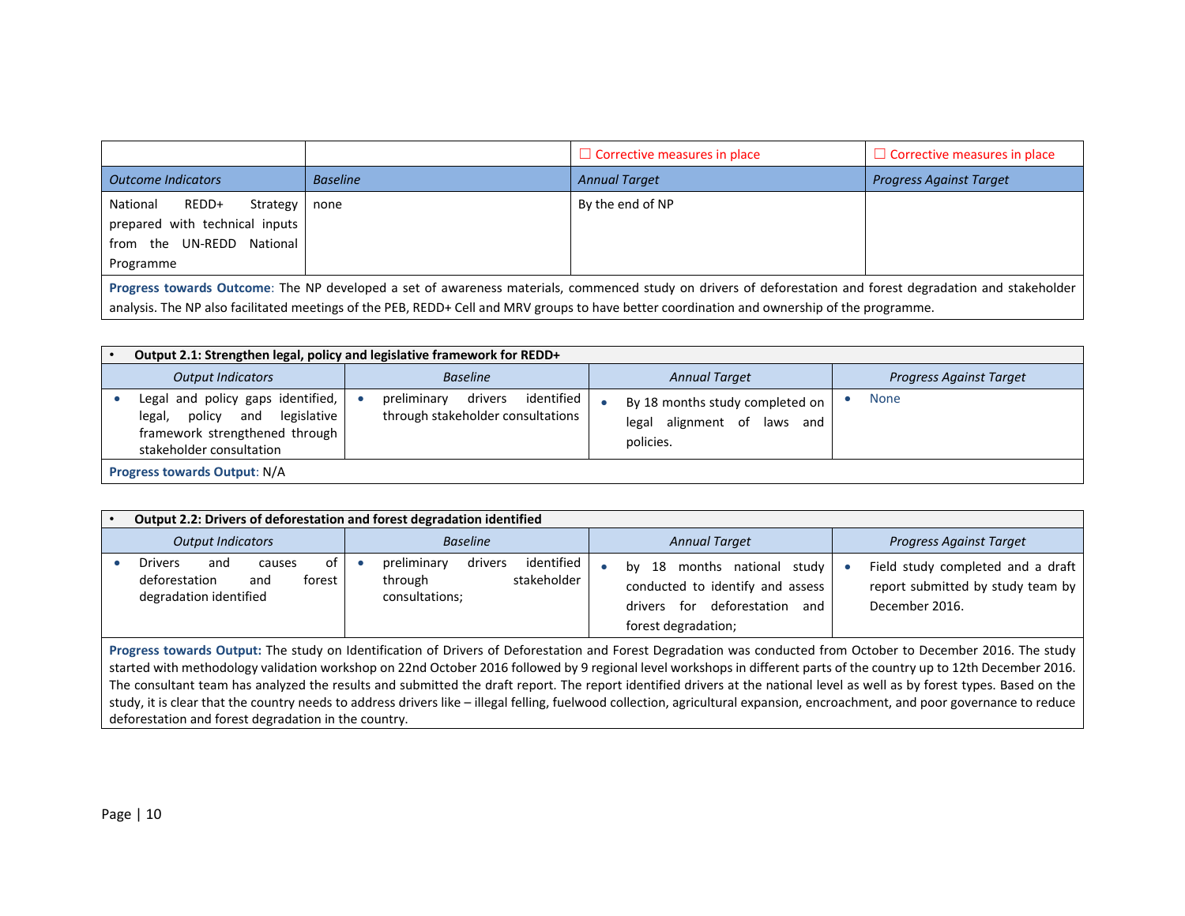| | | ☐ Corrective measures in place | ☐ Corrective measures in place |
|---|---|---|---|
| *Outcome Indicators* | *Baseline* | *Annual Target* | *Progress Against Target* |
| National REDD+ Strategy prepared with technical inputs from the UN-REDD National Programme | none | By the end of NP | |

**Progress towards Outcome**: The NP developed a set of awareness materials, commenced study on drivers of deforestation and forest degradation and stakeholder analysis. The NP also facilitated meetings of the PEB, REDD+ Cell and MRV groups to have better coordination and ownership of the programme.

- **Output 2.1: Strengthen legal, policy and legislative framework for REDD+**

| *Output Indicators* | *Baseline* | *Annual Target* | *Progress Against Target* |
|---|---|---|---|
| • Legal and policy gaps identified, legal, policy and legislative framework strengthened through stakeholder consultation | • preliminary drivers identified through stakeholder consultations | • By 18 months study completed on legal alignment of laws and policies. | • None |

**Progress towards Output**: N/A

- **Output 2.2: Drivers of deforestation and forest degradation identified**

| *Output Indicators* | *Baseline* | *Annual Target* | *Progress Against Target* |
|---|---|---|---|
| • Drivers and causes of deforestation and forest degradation identified | • preliminary drivers identified through stakeholder consultations; | • by 18 months national study conducted to identify and assess drivers for deforestation and forest degradation; | • Field study completed and a draft report submitted by study team by December 2016. |

**Progress towards Output:** The study on Identification of Drivers of Deforestation and Forest Degradation was conducted from October to December 2016. The study started with methodology validation workshop on 22nd October 2016 followed by 9 regional level workshops in different parts of the country up to 12th December 2016. The consultant team has analyzed the results and submitted the draft report. The report identified drivers at the national level as well as by forest types. Based on the study, it is clear that the country needs to address drivers like – illegal felling, fuelwood collection, agricultural expansion, encroachment, and poor governance to reduce deforestation and forest degradation in the country.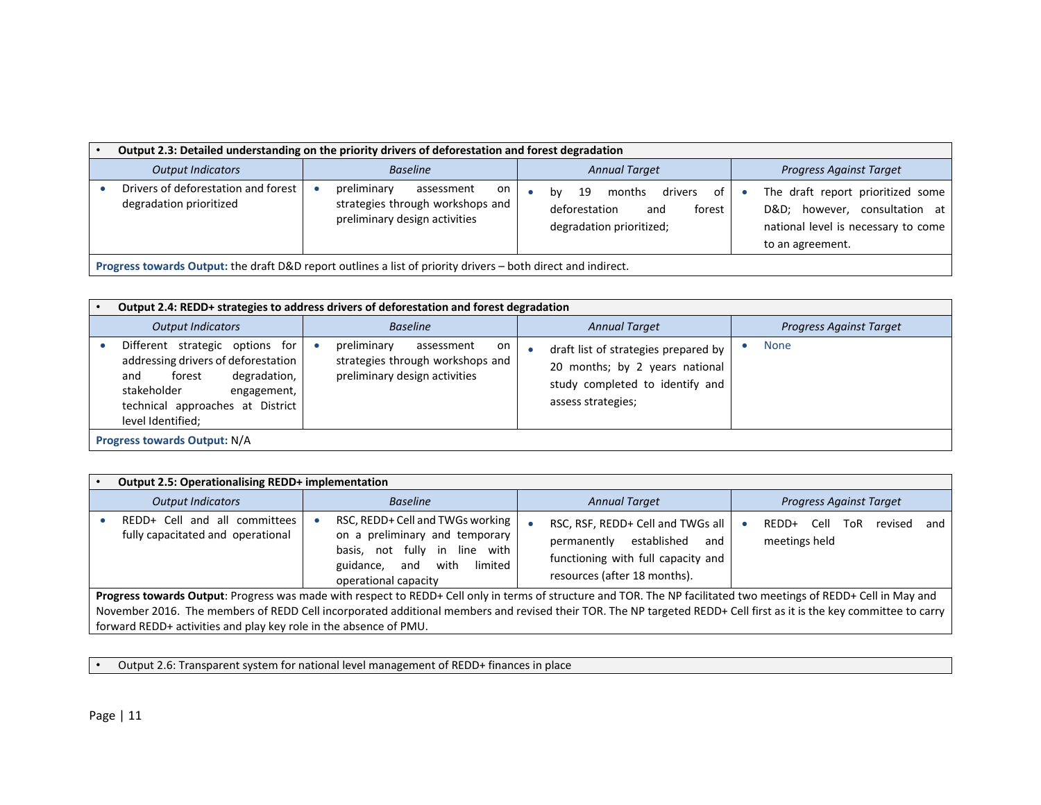| • **Output 2.3: Detailed understanding on the priority drivers of deforestation and forest degradation** | | | |
|---|---|---|---|
| *Output Indicators* | *Baseline* | *Annual Target* | *Progress Against Target* |
| • Drivers of deforestation and forest degradation prioritized | • preliminary assessment on strategies through workshops and preliminary design activities | • by 19 months drivers of deforestation and forest degradation prioritized; | • The draft report prioritized some D&D; however, consultation at national level is necessary to come to an agreement. |
| **Progress towards Output:** the draft D&D report outlines a list of priority drivers – both direct and indirect. | | | |

| • **Output 2.4: REDD+ strategies to address drivers of deforestation and forest degradation** | | | |
|---|---|---|---|
| *Output Indicators* | *Baseline* | *Annual Target* | *Progress Against Target* |
| • Different strategic options for addressing drivers of deforestation and forest degradation, stakeholder engagement, technical approaches at District level Identified; | • preliminary assessment on strategies through workshops and preliminary design activities | • draft list of strategies prepared by 20 months; by 2 years national study completed to identify and assess strategies; | • None |
| **Progress towards Output:** N/A | | | |

| • **Output 2.5: Operationalising REDD+ implementation** | | | |
|---|---|---|---|
| *Output Indicators* | *Baseline* | *Annual Target* | *Progress Against Target* |
| • REDD+ Cell and all committees fully capacitated and operational | • RSC, REDD+ Cell and TWGs working on a preliminary and temporary basis, not fully in line with guidance, and with limited operational capacity | • RSC, RSF, REDD+ Cell and TWGs all permanently established and functioning with full capacity and resources (after 18 months). | • REDD+ Cell ToR revised and meetings held |
| **Progress towards Output**: Progress was made with respect to REDD+ Cell only in terms of structure and TOR. The NP facilitated two meetings of REDD+ Cell in May and November 2016. The members of REDD Cell incorporated additional members and revised their TOR. The NP targeted REDD+ Cell first as it is the key committee to carry forward REDD+ activities and play key role in the absence of PMU. | | | |

| • Output 2.6: Transparent system for national level management of REDD+ finances in place |
|---|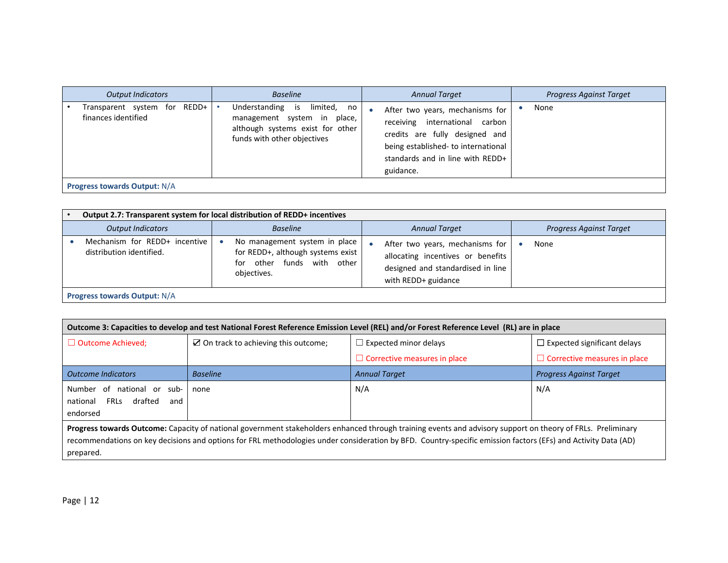| *Output Indicators* | *Baseline* | *Annual Target* | *Progress Against Target* |
|---|---|---|---|
| • Transparent system for REDD+ finances identified | • Understanding is limited, no management system in place, although systems exist for other funds with other objectives | • After two years, mechanisms for receiving international carbon credits are fully designed and being established- to international standards and in line with REDD+ guidance. | • None |
| **Progress towards Output:** N/A | | | |

| • **Output 2.7: Transparent system for local distribution of REDD+ incentives** | | | |
|---|---|---|---|
| *Output Indicators* | *Baseline* | *Annual Target* | *Progress Against Target* |
| • Mechanism for REDD+ incentive distribution identified. | • No management system in place for REDD+, although systems exist for other funds with other objectives. | • After two years, mechanisms for allocating incentives or benefits designed and standardised in line with REDD+ guidance | • None |
| **Progress towards Output:** N/A | | | |

| **Outcome 3: Capacities to develop and test National Forest Reference Emission Level (REL) and/or Forest Reference Level (RL) are in place** | | | |
|---|---|---|---|
| ☐ Outcome Achieved; | ☑ On track to achieving this outcome; | ☐ Expected minor delays<br>☐ Corrective measures in place | ☐ Expected significant delays<br>☐ Corrective measures in place |
| *Outcome Indicators* | *Baseline* | *Annual Target* | *Progress Against Target* |
| Number of national or sub-national FRLs drafted and endorsed | none | N/A | N/A |
| **Progress towards Outcome:** Capacity of national government stakeholders enhanced through training events and advisory support on theory of FRLs. Preliminary recommendations on key decisions and options for FRL methodologies under consideration by BFD. Country-specific emission factors (EFs) and Activity Data (AD) prepared. | | | |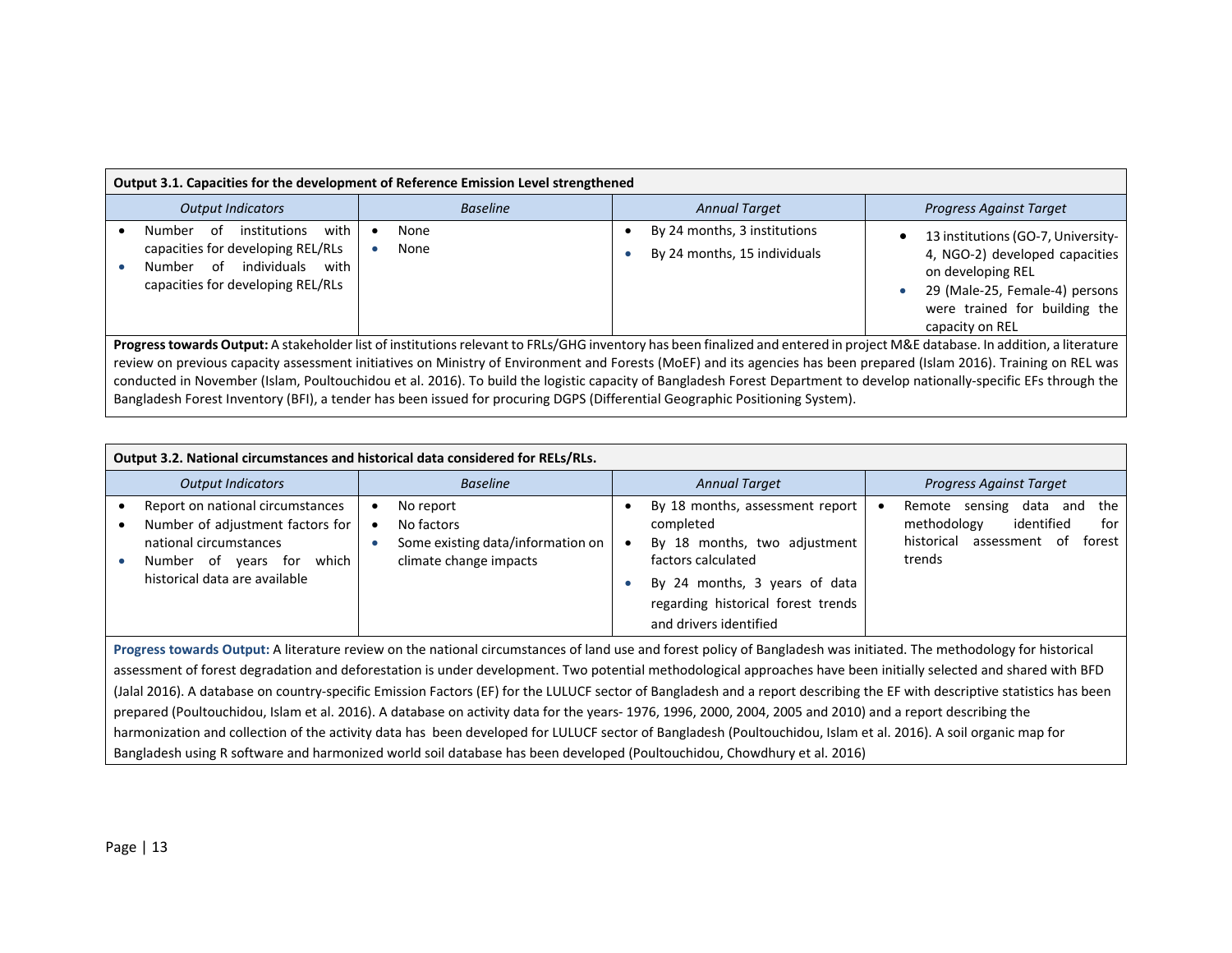| Output 3.1. Capacities for the development of Reference Emission Level strengthened | | | |
|---|---|---|---|
| *Output Indicators* | *Baseline* | *Annual Target* | *Progress Against Target* |
| • Number of institutions with capacities for developing REL/RLs<br>• Number of individuals with capacities for developing REL/RLs | • None<br>• None | • By 24 months, 3 institutions<br>• By 24 months, 15 individuals | • 13 institutions (GO-7, University-4, NGO-2) developed capacities on developing REL<br>• 29 (Male-25, Female-4) persons were trained for building the capacity on REL |

**Progress towards Output:** A stakeholder list of institutions relevant to FRLs/GHG inventory has been finalized and entered in project M&E database. In addition, a literature review on previous capacity assessment initiatives on Ministry of Environment and Forests (MoEF) and its agencies has been prepared (Islam 2016). Training on REL was conducted in November (Islam, Poultouchidou et al. 2016). To build the logistic capacity of Bangladesh Forest Department to develop nationally-specific EFs through the Bangladesh Forest Inventory (BFI), a tender has been issued for procuring DGPS (Differential Geographic Positioning System).

| Output 3.2. National circumstances and historical data considered for RELs/RLs. | | | |
|---|---|---|---|
| *Output Indicators* | *Baseline* | *Annual Target* | *Progress Against Target* |
| • Report on national circumstances<br>• Number of adjustment factors for national circumstances<br>• Number of years for which historical data are available | • No report<br>• No factors<br>• Some existing data/information on climate change impacts | • By 18 months, assessment report completed<br>• By 18 months, two adjustment factors calculated<br>• By 24 months, 3 years of data regarding historical forest trends and drivers identified | • Remote sensing data and the methodology identified for historical assessment of forest trends |

**Progress towards Output:** A literature review on the national circumstances of land use and forest policy of Bangladesh was initiated. The methodology for historical assessment of forest degradation and deforestation is under development. Two potential methodological approaches have been initially selected and shared with BFD (Jalal 2016). A database on country-specific Emission Factors (EF) for the LULUCF sector of Bangladesh and a report describing the EF with descriptive statistics has been prepared (Poultouchidou, Islam et al. 2016). A database on activity data for the years- 1976, 1996, 2000, 2004, 2005 and 2010) and a report describing the harmonization and collection of the activity data has been developed for LULUCF sector of Bangladesh (Poultouchidou, Islam et al. 2016). A soil organic map for Bangladesh using R software and harmonized world soil database has been developed (Poultouchidou, Chowdhury et al. 2016)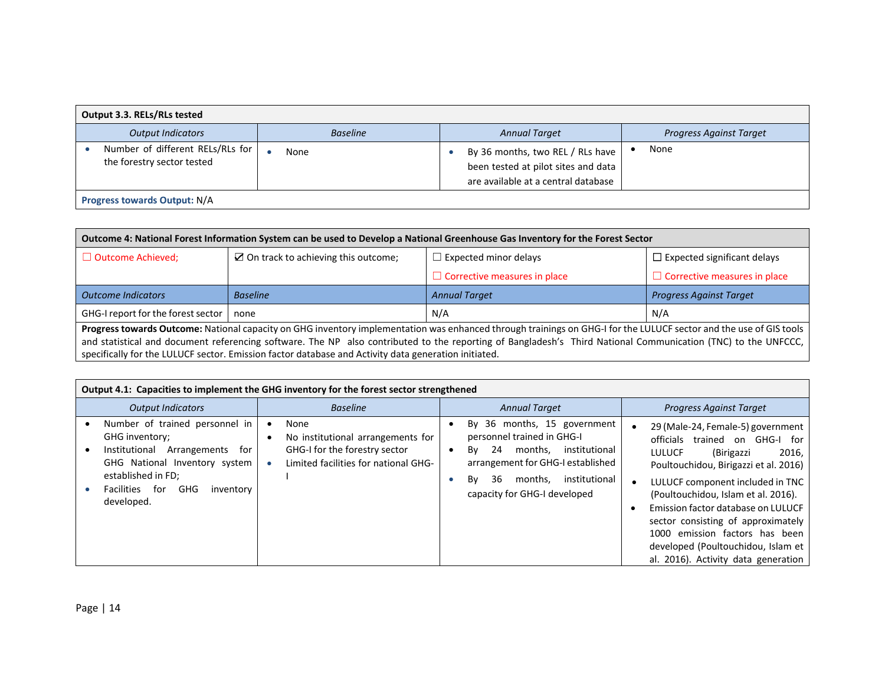| **Output 3.3. RELs/RLs tested** | | | |
|---|---|---|---|
| *Output Indicators* | *Baseline* | *Annual Target* | *Progress Against Target* |
| • Number of different RELs/RLs for the forestry sector tested | • None | • By 36 months, two REL / RLs have been tested at pilot sites and data are available at a central database | • None |
| **Progress towards Output:** N/A | | | |

| **Outcome 4: National Forest Information System can be used to Develop a National Greenhouse Gas Inventory for the Forest Sector** | | | |
|---|---|---|---|
| ☐ Outcome Achieved; | ☑ On track to achieving this outcome; | ☐ Expected minor delays<br>☐ Corrective measures in place | ☐ Expected significant delays<br>☐ Corrective measures in place |
| *Outcome Indicators* | *Baseline* | *Annual Target* | *Progress Against Target* |
| GHG-I report for the forest sector | none | N/A | N/A |
| **Progress towards Outcome:** National capacity on GHG inventory implementation was enhanced through trainings on GHG-I for the LULUCF sector and the use of GIS tools and statistical and document referencing software. The NP also contributed to the reporting of Bangladesh's Third National Communication (TNC) to the UNFCCC, specifically for the LULUCF sector. Emission factor database and Activity data generation initiated. | | | |

| **Output 4.1: Capacities to implement the GHG inventory for the forest sector strengthened** | | | |
|---|---|---|---|
| *Output Indicators* | *Baseline* | *Annual Target* | *Progress Against Target* |
| • Number of trained personnel in GHG inventory;<br>• Institutional Arrangements for GHG National Inventory system established in FD;<br>• Facilities for GHG inventory developed. | • None<br>• No institutional arrangements for GHG-I for the forestry sector<br>• Limited facilities for national GHG-I | • By 36 months, 15 government personnel trained in GHG-I<br>• By 24 months, institutional arrangement for GHG-I established<br>• By 36 months, institutional capacity for GHG-I developed | • 29 (Male-24, Female-5) government officials trained on GHG-I for LULUCF (Birigazzi 2016, Poultouchidou, Birigazzi et al. 2016)<br>• LULUCF component included in TNC (Poultouchidou, Islam et al. 2016).<br>• Emission factor database on LULUCF sector consisting of approximately 1000 emission factors has been developed (Poultouchidou, Islam et al. 2016). Activity data generation |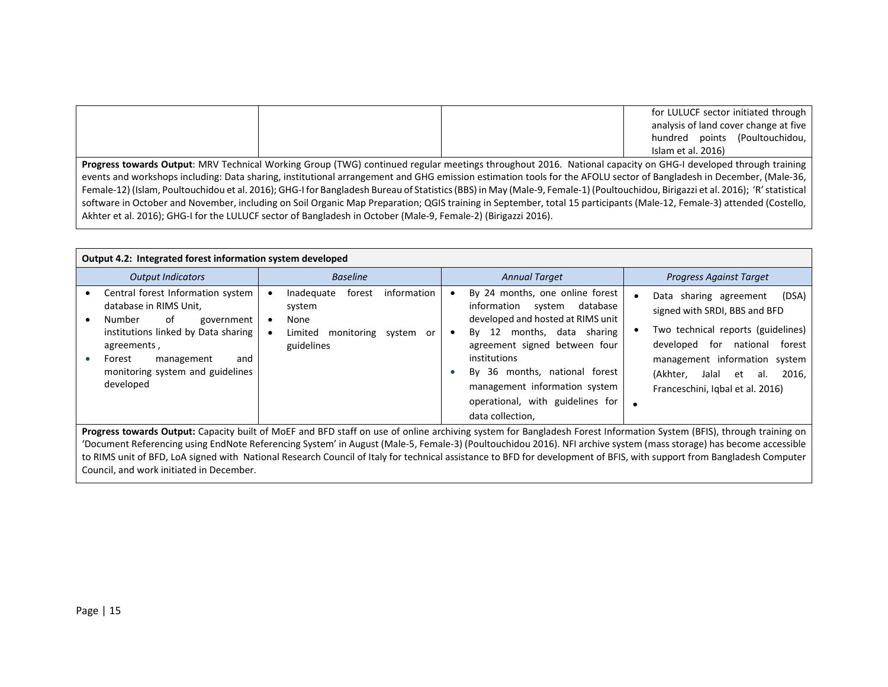| | | | |
|---|---|---|---|
| | | | for LULUCF sector initiated through analysis of land cover change at five hundred points (Poultouchidou, Islam et al. 2016) |

**Progress towards Output**: MRV Technical Working Group (TWG) continued regular meetings throughout 2016. National capacity on GHG-I developed through training events and workshops including: Data sharing, institutional arrangement and GHG emission estimation tools for the AFOLU sector of Bangladesh in December, (Male-36, Female-12) (Islam, Poultouchidou et al. 2016); GHG-I for Bangladesh Bureau of Statistics (BBS) in May (Male-9, Female-1) (Poultouchidou, Birigazzi et al. 2016); 'R' statistical software in October and November, including on Soil Organic Map Preparation; QGIS training in September, total 15 participants (Male-12, Female-3) attended (Costello, Akhter et al. 2016); GHG-I for the LULUCF sector of Bangladesh in October (Male-9, Female-2) (Birigazzi 2016).

**Output 4.2: Integrated forest information system developed**

| *Output Indicators* | *Baseline* | *Annual Target* | *Progress Against Target* |
|---|---|---|---|
| • Central forest Information system database in RIMS Unit,<br>• Number of government institutions linked by Data sharing agreements ,<br>• Forest management and monitoring system and guidelines developed | • Inadequate forest information system<br>• None<br>• Limited monitoring system or guidelines | • By 24 months, one online forest information system database developed and hosted at RIMS unit<br>• By 12 months, data sharing agreement signed between four institutions<br>• By 36 months, national forest management information system operational, with guidelines for data collection, | • Data sharing agreement (DSA) signed with SRDI, BBS and BFD<br>• Two technical reports (guidelines) developed for national forest management information system (Akhter, Jalal et al. 2016, Franceschini, Iqbal et al. 2016)<br>• |

**Progress towards Output:** Capacity built of MoEF and BFD staff on use of online archiving system for Bangladesh Forest Information System (BFIS), through training on 'Document Referencing using EndNote Referencing System' in August (Male-5, Female-3) (Poultouchidou 2016). NFI archive system (mass storage) has become accessible to RIMS unit of BFD, LoA signed with National Research Council of Italy for technical assistance to BFD for development of BFIS, with support from Bangladesh Computer Council, and work initiated in December.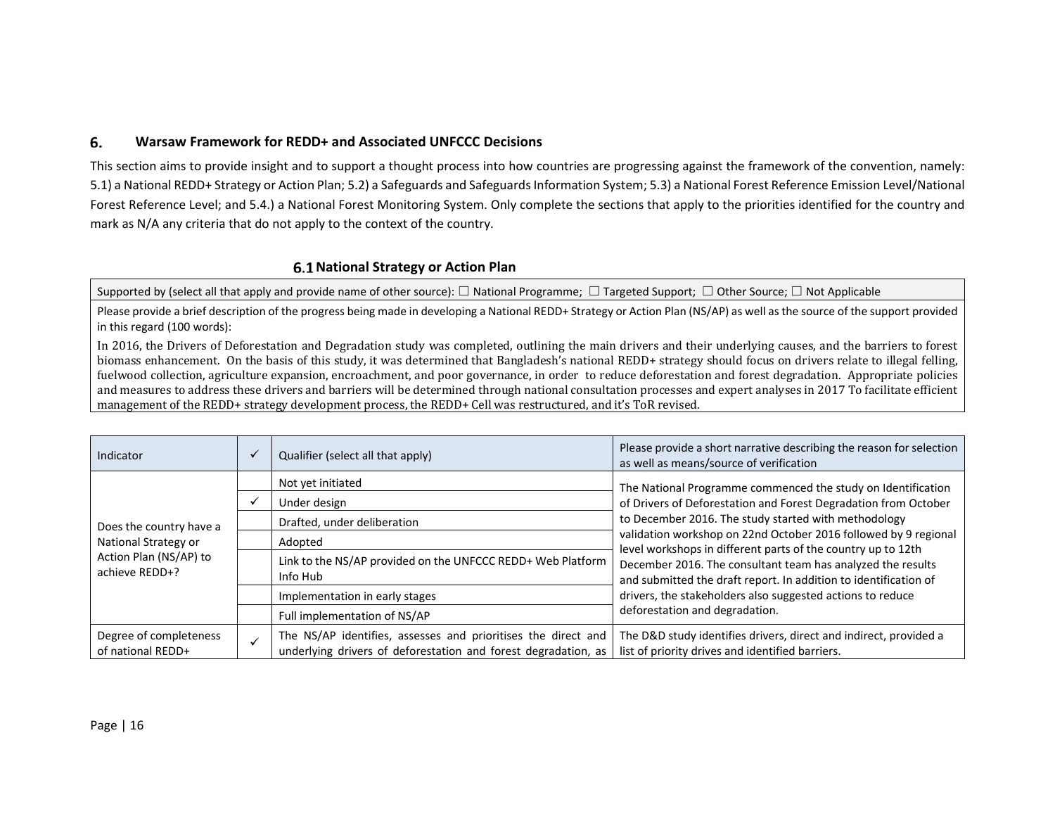## 6. Warsaw Framework for REDD+ and Associated UNFCCC Decisions

This section aims to provide insight and to support a thought process into how countries are progressing against the framework of the convention, namely: 5.1) a National REDD+ Strategy or Action Plan; 5.2) a Safeguards and Safeguards Information System; 5.3) a National Forest Reference Emission Level/National Forest Reference Level; and 5.4.) a National Forest Monitoring System. Only complete the sections that apply to the priorities identified for the country and mark as N/A any criteria that do not apply to the context of the country.

### 6.1 National Strategy or Action Plan

| Supported by (select all that apply and provide name of other source): ☐ National Programme; ☐ Targeted Support; ☐ Other Source; ☐ Not Applicable |
|---|
| Please provide a brief description of the progress being made in developing a National REDD+ Strategy or Action Plan (NS/AP) as well as the source of the support provided in this regard (100 words): |
| In 2016, the Drivers of Deforestation and Degradation study was completed, outlining the main drivers and their underlying causes, and the barriers to forest biomass enhancement. On the basis of this study, it was determined that Bangladesh's national REDD+ strategy should focus on drivers relate to illegal felling, fuelwood collection, agriculture expansion, encroachment, and poor governance, in order to reduce deforestation and forest degradation. Appropriate policies and measures to address these drivers and barriers will be determined through national consultation processes and expert analyses in 2017 To facilitate efficient management of the REDD+ strategy development process, the REDD+ Cell was restructured, and it's ToR revised. |

| Indicator | ✓ | Qualifier (select all that apply) | Please provide a short narrative describing the reason for selection as well as means/source of verification |
|---|---|---|---|
| Does the country have a National Strategy or Action Plan (NS/AP) to achieve REDD+? | | Not yet initiated | The National Programme commenced the study on Identification of Drivers of Deforestation and Forest Degradation from October to December 2016. The study started with methodology validation workshop on 22nd October 2016 followed by 9 regional level workshops in different parts of the country up to 12th December 2016. The consultant team has analyzed the results and submitted the draft report. In addition to identification of drivers, the stakeholders also suggested actions to reduce deforestation and degradation. |
| | ✓ | Under design | |
| | | Drafted, under deliberation | |
| | | Adopted | |
| | | Link to the NS/AP provided on the UNFCCC REDD+ Web Platform Info Hub | |
| | | Implementation in early stages | |
| | | Full implementation of NS/AP | |
| Degree of completeness of national REDD+ | ✓ | The NS/AP identifies, assesses and prioritises the direct and underlying drivers of deforestation and forest degradation, as | The D&D study identifies drivers, direct and indirect, provided a list of priority drives and identified barriers. |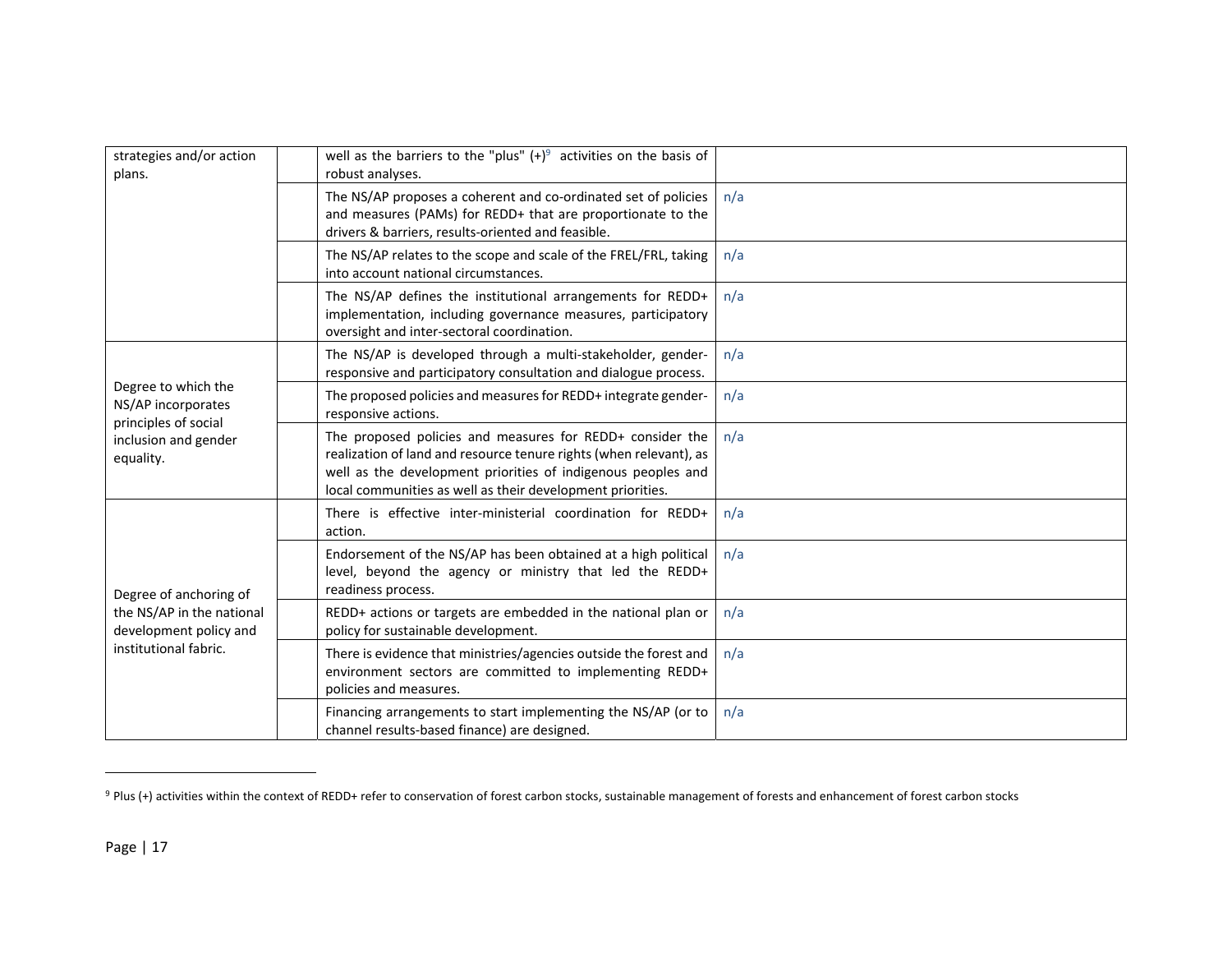| | | | |
|---|---|---|---|
| strategies and/or action plans. | | well as the barriers to the "plus" (+)[9] activities on the basis of robust analyses. | |
| | | The NS/AP proposes a coherent and co-ordinated set of policies and measures (PAMs) for REDD+ that are proportionate to the drivers & barriers, results-oriented and feasible. | n/a |
| | | The NS/AP relates to the scope and scale of the FREL/FRL, taking into account national circumstances. | n/a |
| | | The NS/AP defines the institutional arrangements for REDD+ implementation, including governance measures, participatory oversight and inter-sectoral coordination. | n/a |
| Degree to which the NS/AP incorporates principles of social inclusion and gender equality. | | The NS/AP is developed through a multi-stakeholder, gender-responsive and participatory consultation and dialogue process. | n/a |
| | | The proposed policies and measures for REDD+ integrate gender-responsive actions. | n/a |
| | | The proposed policies and measures for REDD+ consider the realization of land and resource tenure rights (when relevant), as well as the development priorities of indigenous peoples and local communities as well as their development priorities. | n/a |
| Degree of anchoring of the NS/AP in the national development policy and institutional fabric. | | There is effective inter-ministerial coordination for REDD+ action. | n/a |
| | | Endorsement of the NS/AP has been obtained at a high political level, beyond the agency or ministry that led the REDD+ readiness process. | n/a |
| | | REDD+ actions or targets are embedded in the national plan or policy for sustainable development. | n/a |
| | | There is evidence that ministries/agencies outside the forest and environment sectors are committed to implementing REDD+ policies and measures. | n/a |
| | | Financing arrangements to start implementing the NS/AP (or to channel results-based finance) are designed. | n/a |

[9] Plus (+) activities within the context of REDD+ refer to conservation of forest carbon stocks, sustainable management of forests and enhancement of forest carbon stocks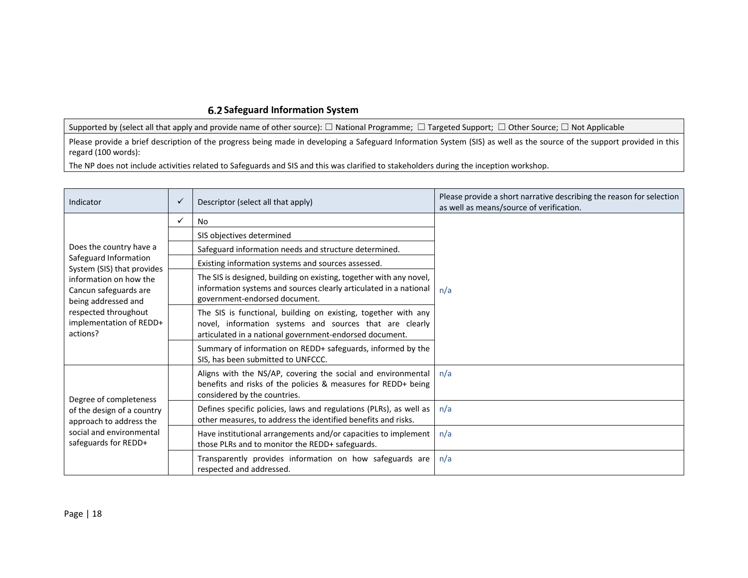### 6.2 Safeguard Information System

| Supported by (select all that apply and provide name of other source): ☐ National Programme; ☐ Targeted Support; ☐ Other Source; ☐ Not Applicable |
|---|
| Please provide a brief description of the progress being made in developing a Safeguard Information System (SIS) as well as the source of the support provided in this regard (100 words):<br>The NP does not include activities related to Safeguards and SIS and this was clarified to stakeholders during the inception workshop. |

| Indicator | ✓ | Descriptor (select all that apply) | Please provide a short narrative describing the reason for selection as well as means/source of verification. |
|---|---|---|---|
| Does the country have a Safeguard Information System (SIS) that provides information on how the Cancun safeguards are being addressed and respected throughout implementation of REDD+ actions? | ✓ | No | n/a |
| | | SIS objectives determined | |
| | | Safeguard information needs and structure determined. | |
| | | Existing information systems and sources assessed. | |
| | | The SIS is designed, building on existing, together with any novel, information systems and sources clearly articulated in a national government-endorsed document. | |
| | | The SIS is functional, building on existing, together with any novel, information systems and sources that are clearly articulated in a national government-endorsed document. | |
| | | Summary of information on REDD+ safeguards, informed by the SIS, has been submitted to UNFCCC. | |
| Degree of completeness of the design of a country approach to address the social and environmental safeguards for REDD+ | | Aligns with the NS/AP, covering the social and environmental benefits and risks of the policies & measures for REDD+ being considered by the countries. | n/a |
| | | Defines specific policies, laws and regulations (PLRs), as well as other measures, to address the identified benefits and risks. | n/a |
| | | Have institutional arrangements and/or capacities to implement those PLRs and to monitor the REDD+ safeguards. | n/a |
| | | Transparently provides information on how safeguards are respected and addressed. | n/a |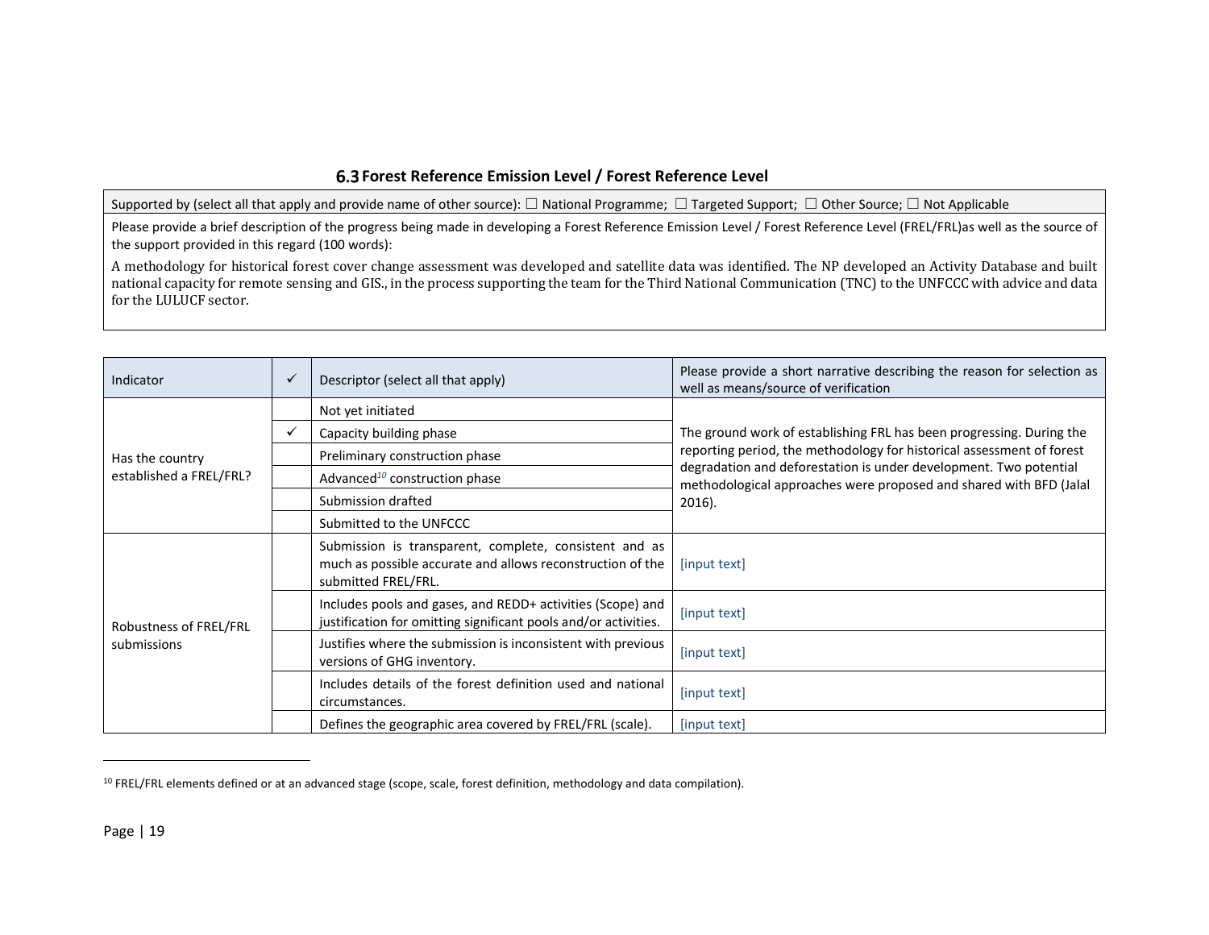### 6.3 Forest Reference Emission Level / Forest Reference Level

| Supported by (select all that apply and provide name of other source): ☐ National Programme; ☐ Targeted Support; ☐ Other Source; ☐ Not Applicable |
|---|
| Please provide a brief description of the progress being made in developing a Forest Reference Emission Level / Forest Reference Level (FREL/FRL)as well as the source of the support provided in this regard (100 words):<br>A methodology for historical forest cover change assessment was developed and satellite data was identified. The NP developed an Activity Database and built national capacity for remote sensing and GIS., in the process supporting the team for the Third National Communication (TNC) to the UNFCCC with advice and data for the LULUCF sector. |

| Indicator | ✓ | Descriptor (select all that apply) | Please provide a short narrative describing the reason for selection as well as means/source of verification |
|---|---|---|---|
| Has the country established a FREL/FRL? | | Not yet initiated | The ground work of establishing FRL has been progressing. During the reporting period, the methodology for historical assessment of forest degradation and deforestation is under development. Two potential methodological approaches were proposed and shared with BFD (Jalal 2016). |
| | ✓ | Capacity building phase | |
| | | Preliminary construction phase | |
| | | Advanced[10] construction phase | |
| | | Submission drafted | |
| | | Submitted to the UNFCCC | |
| Robustness of FREL/FRL submissions | | Submission is transparent, complete, consistent and as much as possible accurate and allows reconstruction of the submitted FREL/FRL. | [input text] |
| | | Includes pools and gases, and REDD+ activities (Scope) and justification for omitting significant pools and/or activities. | [input text] |
| | | Justifies where the submission is inconsistent with previous versions of GHG inventory. | [input text] |
| | | Includes details of the forest definition used and national circumstances. | [input text] |
| | | Defines the geographic area covered by FREL/FRL (scale). | [input text] |

[10] FREL/FRL elements defined or at an advanced stage (scope, scale, forest definition, methodology and data compilation).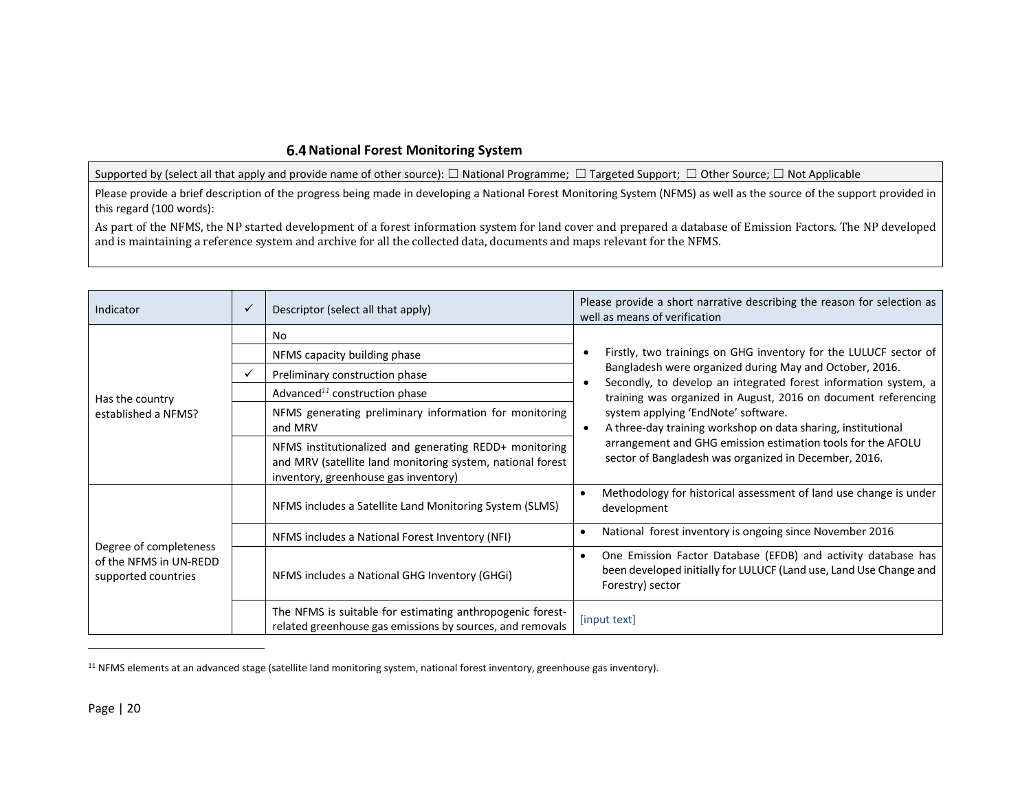### 6.4 National Forest Monitoring System

| Supported by (select all that apply and provide name of other source): ☐ National Programme; ☐ Targeted Support; ☐ Other Source; ☐ Not Applicable |
|---|
| Please provide a brief description of the progress being made in developing a National Forest Monitoring System (NFMS) as well as the source of the support provided in this regard (100 words):<br>As part of the NFMS, the NP started development of a forest information system for land cover and prepared a database of Emission Factors. The NP developed and is maintaining a reference system and archive for all the collected data, documents and maps relevant for the NFMS. |

| Indicator | ✓ | Descriptor (select all that apply) | Please provide a short narrative describing the reason for selection as well as means of verification |
|---|---|---|---|
| Has the country established a NFMS? | | No | • Firstly, two trainings on GHG inventory for the LULUCF sector of Bangladesh were organized during May and October, 2016.<br>• Secondly, to develop an integrated forest information system, a training was organized in August, 2016 on document referencing system applying 'EndNote' software.<br>• A three-day training workshop on data sharing, institutional arrangement and GHG emission estimation tools for the AFOLU sector of Bangladesh was organized in December, 2016. |
| | | NFMS capacity building phase | |
| | ✓ | Preliminary construction phase | |
| | | Advanced[11] construction phase | |
| | | NFMS generating preliminary information for monitoring and MRV | |
| | | NFMS institutionalized and generating REDD+ monitoring and MRV (satellite land monitoring system, national forest inventory, greenhouse gas inventory) | |
| Degree of completeness of the NFMS in UN-REDD supported countries | | NFMS includes a Satellite Land Monitoring System (SLMS) | • Methodology for historical assessment of land use change is under development |
| | | NFMS includes a National Forest Inventory (NFI) | • National forest inventory is ongoing since November 2016 |
| | | NFMS includes a National GHG Inventory (GHGi) | • One Emission Factor Database (EFDB) and activity database has been developed initially for LULUCF (Land use, Land Use Change and Forestry) sector |
| | | The NFMS is suitable for estimating anthropogenic forest-related greenhouse gas emissions by sources, and removals | [input text] |

[11] NFMS elements at an advanced stage (satellite land monitoring system, national forest inventory, greenhouse gas inventory).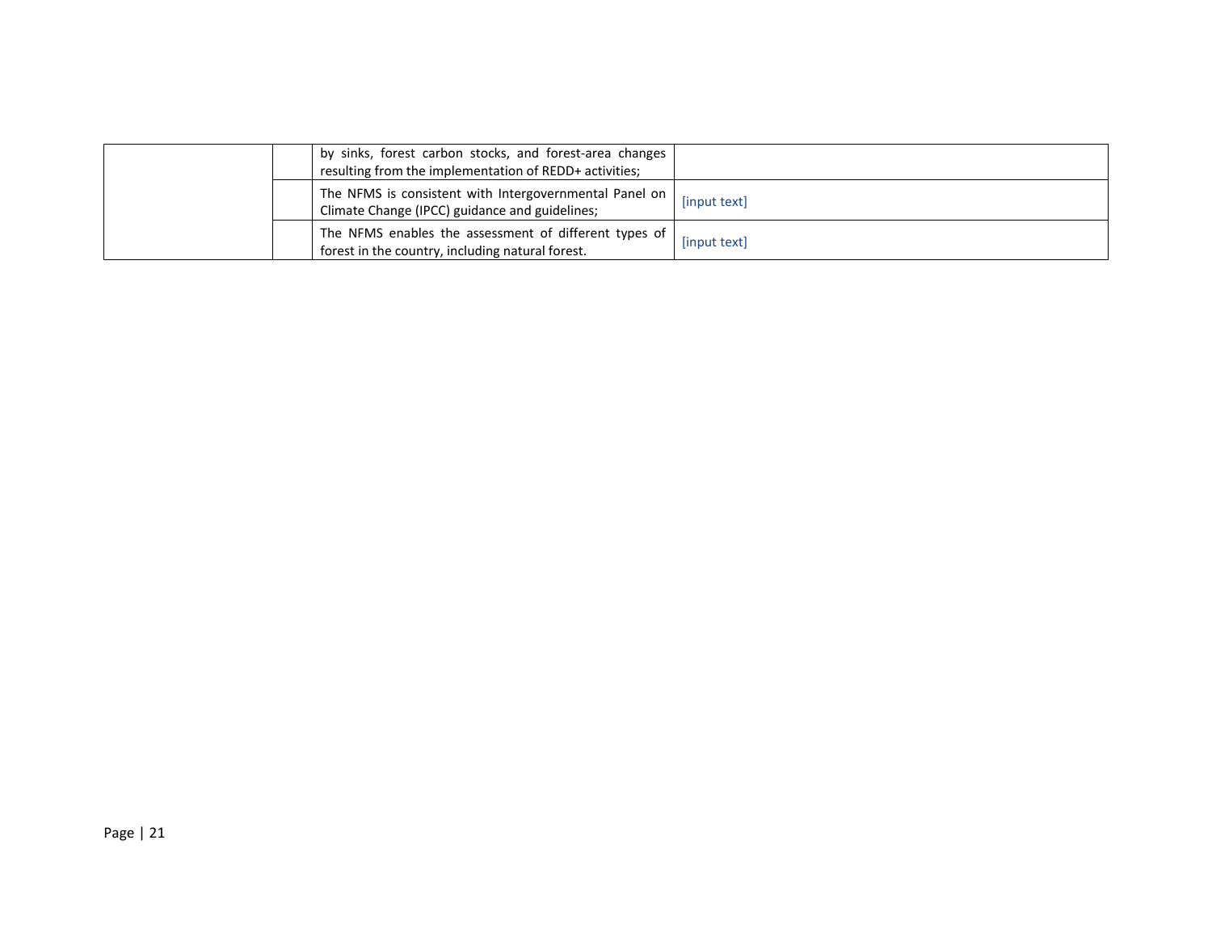| | | | |
|---|---|---|---|
| | | by sinks, forest carbon stocks, and forest-area changes resulting from the implementation of REDD+ activities; | |
| | | The NFMS is consistent with Intergovernmental Panel on Climate Change (IPCC) guidance and guidelines; | [input text] |
| | | The NFMS enables the assessment of different types of forest in the country, including natural forest. | [input text] |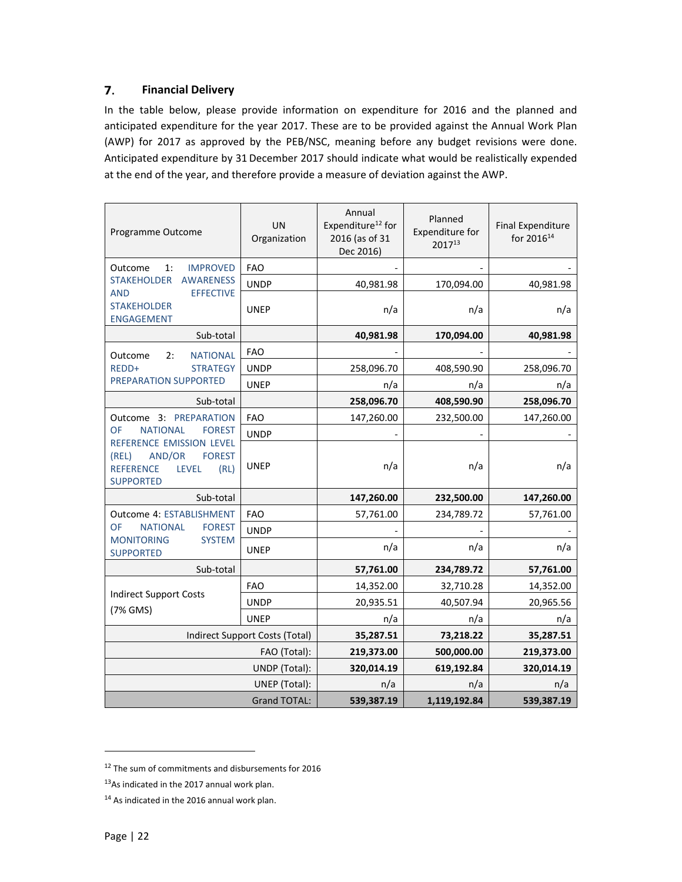## 7. Financial Delivery

In the table below, please provide information on expenditure for 2016 and the planned and anticipated expenditure for the year 2017. These are to be provided against the Annual Work Plan (AWP) for 2017 as approved by the PEB/NSC, meaning before any budget revisions were done. Anticipated expenditure by 31 December 2017 should indicate what would be realistically expended at the end of the year, and therefore provide a measure of deviation against the AWP.

| Programme Outcome | UN Organization | Annual Expenditure[12] for 2016 (as of 31 Dec 2016) | Planned Expenditure for 2017[13] | Final Expenditure for 2016[14] |
|---|---|---|---|---|
| Outcome 1: IMPROVED STAKEHOLDER AWARENESS AND EFFECTIVE STAKEHOLDER ENGAGEMENT | FAO | - | - | - |
| | UNDP | 40,981.98 | 170,094.00 | 40,981.98 |
| | UNEP | n/a | n/a | n/a |
| Sub-total | | **40,981.98** | **170,094.00** | **40,981.98** |
| Outcome 2: NATIONAL REDD+ STRATEGY PREPARATION SUPPORTED | FAO | - | - | - |
| | UNDP | 258,096.70 | 408,590.90 | 258,096.70 |
| | UNEP | n/a | n/a | n/a |
| Sub-total | | **258,096.70** | **408,590.90** | **258,096.70** |
| Outcome 3: PREPARATION OF NATIONAL FOREST REFERENCE EMISSION LEVEL (REL) AND/OR FOREST REFERENCE LEVEL (RL) SUPPORTED | FAO | 147,260.00 | 232,500.00 | 147,260.00 |
| | UNDP | - | - | - |
| | UNEP | n/a | n/a | n/a |
| Sub-total | | **147,260.00** | **232,500.00** | **147,260.00** |
| Outcome 4: ESTABLISHMENT OF NATIONAL FOREST MONITORING SYSTEM SUPPORTED | FAO | 57,761.00 | 234,789.72 | 57,761.00 |
| | UNDP | - | - | - |
| | UNEP | n/a | n/a | n/a |
| Sub-total | | **57,761.00** | **234,789.72** | **57,761.00** |
| Indirect Support Costs (7% GMS) | FAO | 14,352.00 | 32,710.28 | 14,352.00 |
| | UNDP | 20,935.51 | 40,507.94 | 20,965.56 |
| | UNEP | n/a | n/a | n/a |
| Indirect Support Costs (Total) | | **35,287.51** | **73,218.22** | **35,287.51** |
| FAO (Total): | | **219,373.00** | **500,000.00** | **219,373.00** |
| UNDP (Total): | | **320,014.19** | **619,192.84** | **320,014.19** |
| UNEP (Total): | | n/a | n/a | n/a |
| Grand TOTAL: | | **539,387.19** | **1,119,192.84** | **539,387.19** |

[12] The sum of commitments and disbursements for 2016

[13] As indicated in the 2017 annual work plan.

[14] As indicated in the 2016 annual work plan.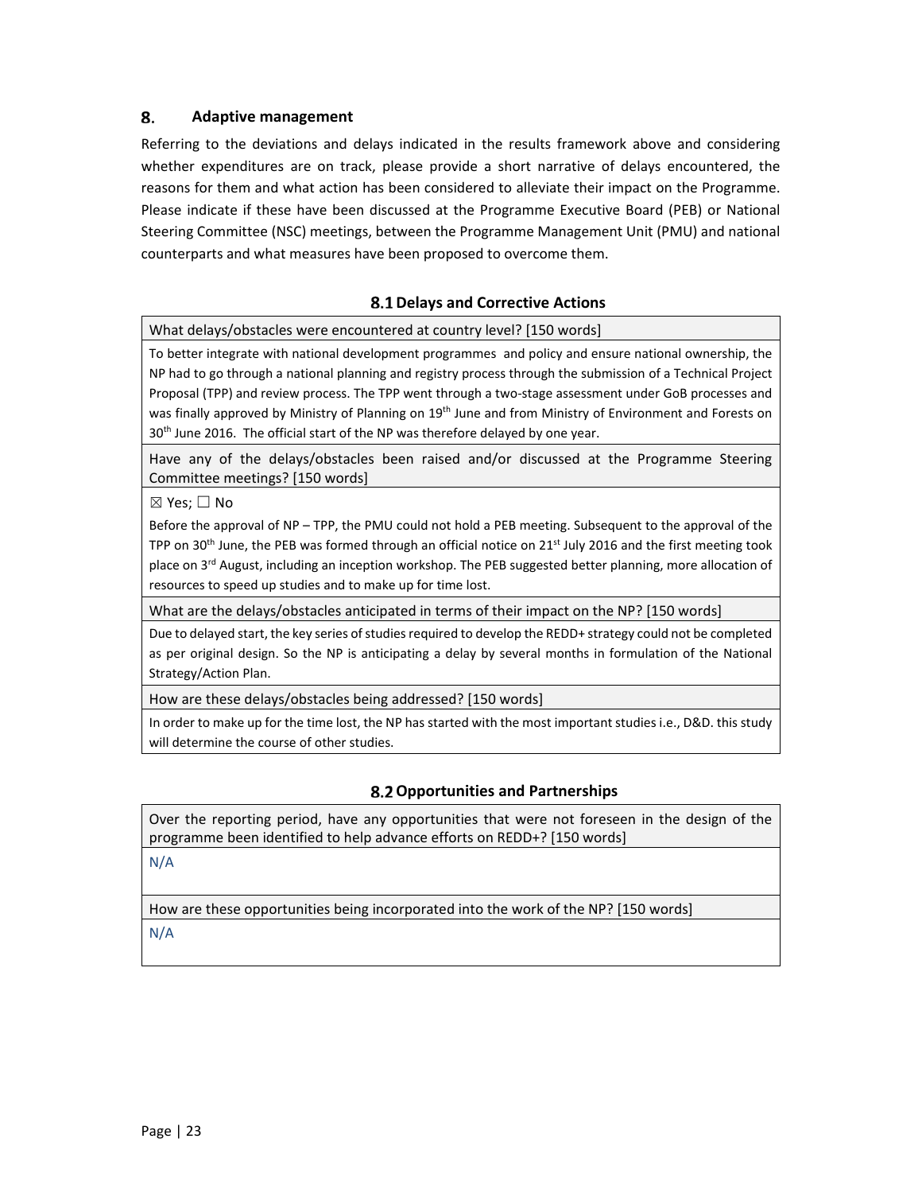## 8. Adaptive management

Referring to the deviations and delays indicated in the results framework above and considering whether expenditures are on track, please provide a short narrative of delays encountered, the reasons for them and what action has been considered to alleviate their impact on the Programme. Please indicate if these have been discussed at the Programme Executive Board (PEB) or National Steering Committee (NSC) meetings, between the Programme Management Unit (PMU) and national counterparts and what measures have been proposed to overcome them.

### 8.1 Delays and Corrective Actions

| What delays/obstacles were encountered at country level? [150 words] |
|---|
| To better integrate with national development programmes and policy and ensure national ownership, the NP had to go through a national planning and registry process through the submission of a Technical Project Proposal (TPP) and review process. The TPP went through a two-stage assessment under GoB processes and was finally approved by Ministry of Planning on 19th June and from Ministry of Environment and Forests on 30th June 2016. The official start of the NP was therefore delayed by one year. |
| Have any of the delays/obstacles been raised and/or discussed at the Programme Steering Committee meetings? [150 words] |
| ☒ Yes; ☐ No |
| Before the approval of NP – TPP, the PMU could not hold a PEB meeting. Subsequent to the approval of the TPP on 30th June, the PEB was formed through an official notice on 21st July 2016 and the first meeting took place on 3rd August, including an inception workshop. The PEB suggested better planning, more allocation of resources to speed up studies and to make up for time lost. |
| What are the delays/obstacles anticipated in terms of their impact on the NP? [150 words] |
| Due to delayed start, the key series of studies required to develop the REDD+ strategy could not be completed as per original design. So the NP is anticipating a delay by several months in formulation of the National Strategy/Action Plan. |
| How are these delays/obstacles being addressed? [150 words] |
| In order to make up for the time lost, the NP has started with the most important studies i.e., D&D. this study will determine the course of other studies. |

### 8.2 Opportunities and Partnerships

| Over the reporting period, have any opportunities that were not foreseen in the design of the programme been identified to help advance efforts on REDD+? [150 words] |
|---|
| N/A |
| How are these opportunities being incorporated into the work of the NP? [150 words] |
| N/A |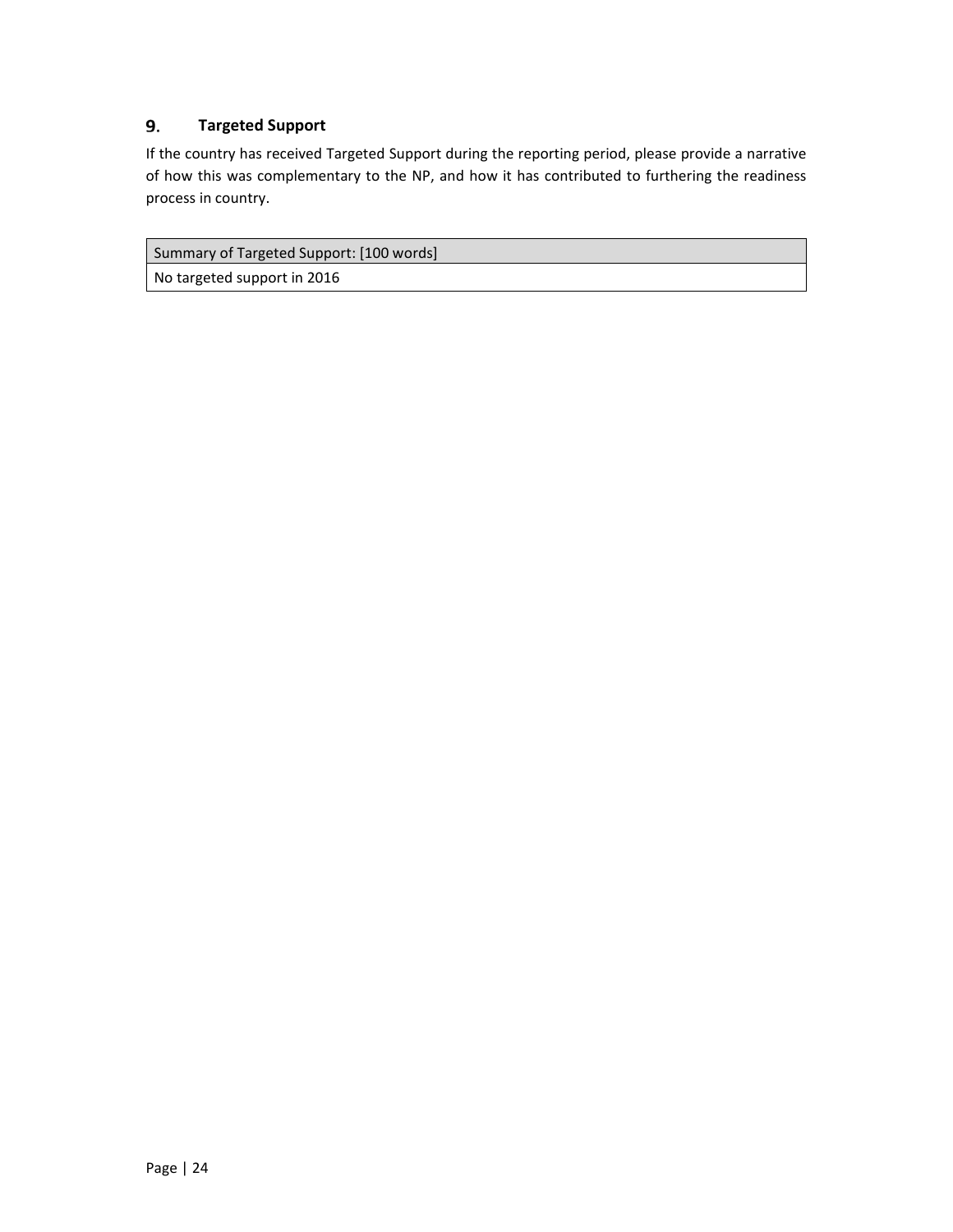## 9. Targeted Support

If the country has received Targeted Support during the reporting period, please provide a narrative of how this was complementary to the NP, and how it has contributed to furthering the readiness process in country.

| Summary of Targeted Support: [100 words] |
| --- |
| No targeted support in 2016 |